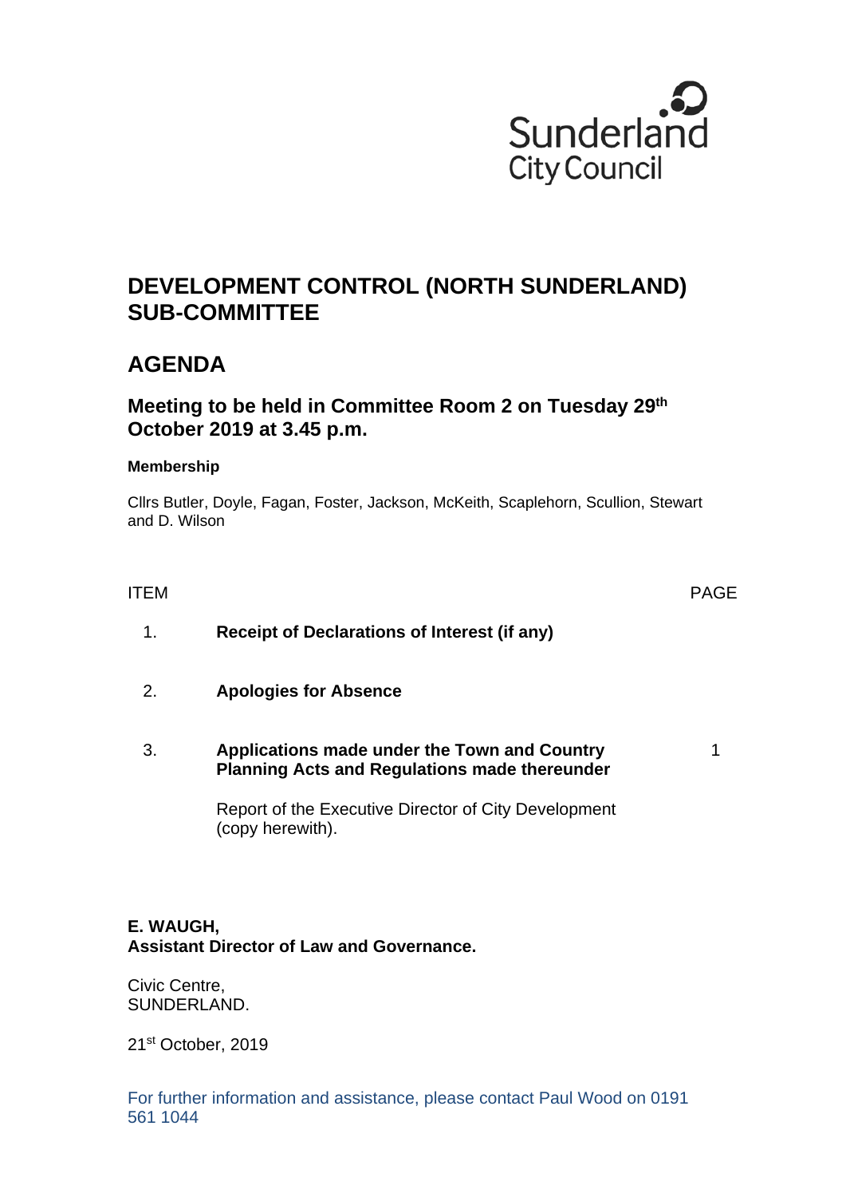Sunderland City Council

# DEVELOPMENT CONTROL (NORTH SUNDERLAND) SUB-COMMITTEE

## AGENDA

### Meeting to be held in Committee Room 2 on Tuesday 29th October 2019 at 3.45 p.m.

**Membership**

Cllrs Butler, Doyle, Fagan, Foster, Jackson, McKeith, Scaplehorn, Scullion, Stewart and D. Wilson

| ITEM | | PAGE |
|---|---|---|
| 1. | **Receipt of Declarations of Interest (if any)** | |
| 2. | **Apologies for Absence** | |
| 3. | **Applications made under the Town and Country Planning Acts and Regulations made thereunder**<br><br>Report of the Executive Director of City Development (copy herewith). | 1 |

**E. WAUGH,**
**Assistant Director of Law and Governance.**

Civic Centre,
SUNDERLAND.

21st October, 2019

For further information and assistance, please contact Paul Wood on 0191 561 1044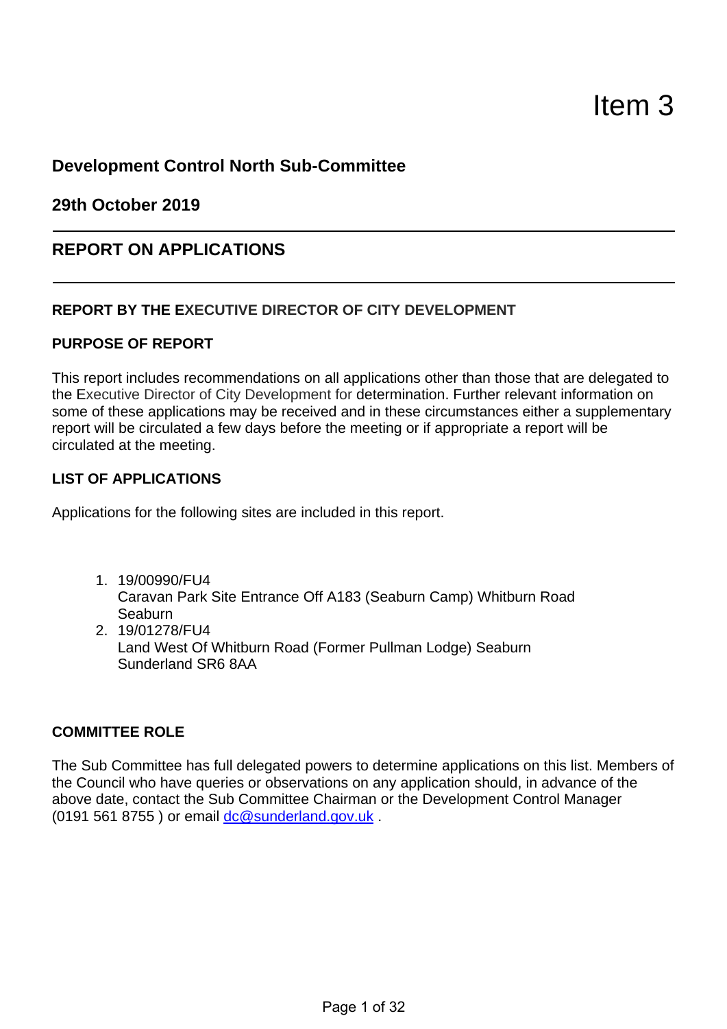# Item 3

## Development Control North Sub-Committee

## 29th October 2019

---

## REPORT ON APPLICATIONS

---

**REPORT BY THE EXECUTIVE DIRECTOR OF CITY DEVELOPMENT**

**PURPOSE OF REPORT**

This report includes recommendations on all applications other than those that are delegated to the Executive Director of City Development for determination. Further relevant information on some of these applications may be received and in these circumstances either a supplementary report will be circulated a few days before the meeting or if appropriate a report will be circulated at the meeting.

**LIST OF APPLICATIONS**

Applications for the following sites are included in this report.

1. 19/00990/FU4
   Caravan Park Site Entrance Off A183 (Seaburn Camp) Whitburn Road Seaburn
2. 19/01278/FU4
   Land West Of Whitburn Road (Former Pullman Lodge) Seaburn Sunderland SR6 8AA

**COMMITTEE ROLE**

The Sub Committee has full delegated powers to determine applications on this list. Members of the Council who have queries or observations on any application should, in advance of the above date, contact the Sub Committee Chairman or the Development Control Manager (0191 561 8755 ) or email dc@sunderland.gov.uk .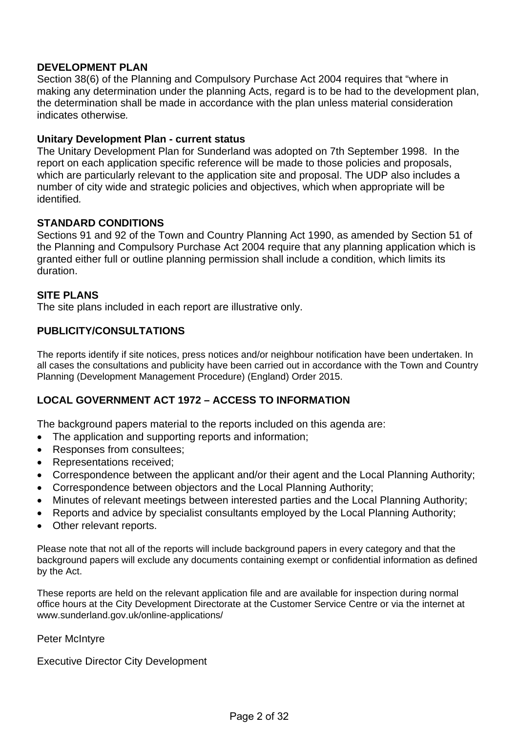**DEVELOPMENT PLAN**
Section 38(6) of the Planning and Compulsory Purchase Act 2004 requires that "where in making any determination under the planning Acts, regard is to be had to the development plan, the determination shall be made in accordance with the plan unless material consideration indicates otherwise*.*

**Unitary Development Plan - current status**
The Unitary Development Plan for Sunderland was adopted on 7th September 1998. In the report on each application specific reference will be made to those policies and proposals, which are particularly relevant to the application site and proposal. The UDP also includes a number of city wide and strategic policies and objectives, which when appropriate will be identified*.*

**STANDARD CONDITIONS**
Sections 91 and 92 of the Town and Country Planning Act 1990, as amended by Section 51 of the Planning and Compulsory Purchase Act 2004 require that any planning application which is granted either full or outline planning permission shall include a condition, which limits its duration.

**SITE PLANS**
The site plans included in each report are illustrative only.

**PUBLICITY/CONSULTATIONS**

The reports identify if site notices, press notices and/or neighbour notification have been undertaken. In all cases the consultations and publicity have been carried out in accordance with the Town and Country Planning (Development Management Procedure) (England) Order 2015.

**LOCAL GOVERNMENT ACT 1972 – ACCESS TO INFORMATION**

The background papers material to the reports included on this agenda are:

- The application and supporting reports and information;
- Responses from consultees;
- Representations received;
- Correspondence between the applicant and/or their agent and the Local Planning Authority;
- Correspondence between objectors and the Local Planning Authority;
- Minutes of relevant meetings between interested parties and the Local Planning Authority;
- Reports and advice by specialist consultants employed by the Local Planning Authority;
- Other relevant reports.

Please note that not all of the reports will include background papers in every category and that the background papers will exclude any documents containing exempt or confidential information as defined by the Act.

These reports are held on the relevant application file and are available for inspection during normal office hours at the City Development Directorate at the Customer Service Centre or via the internet at www.sunderland.gov.uk/online-applications/

Peter McIntyre

Executive Director City Development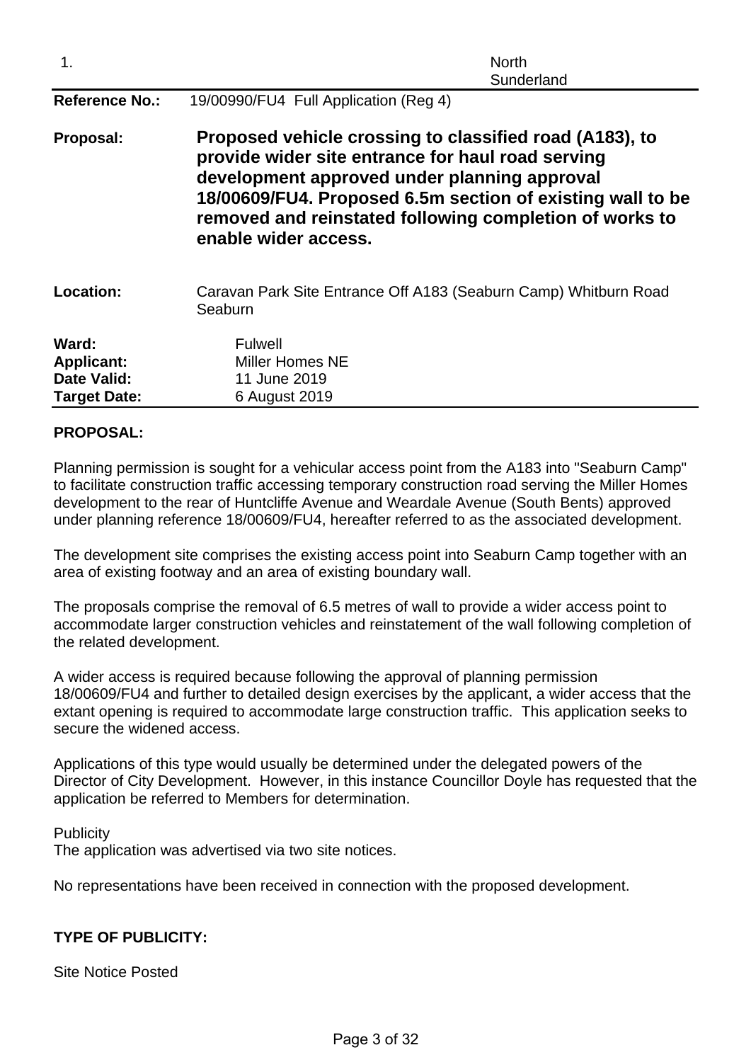1. North Sunderland

| | |
|---|---|
| **Reference No.:** | 19/00990/FU4 Full Application (Reg 4) |
| **Proposal:** | **Proposed vehicle crossing to classified road (A183), to provide wider site entrance for haul road serving development approved under planning approval 18/00609/FU4. Proposed 6.5m section of existing wall to be removed and reinstated following completion of works to enable wider access.** |
| **Location:** | Caravan Park Site Entrance Off A183 (Seaburn Camp) Whitburn Road Seaburn |
| **Ward:** | Fulwell |
| **Applicant:** | Miller Homes NE |
| **Date Valid:** | 11 June 2019 |
| **Target Date:** | 6 August 2019 |

**PROPOSAL:**

Planning permission is sought for a vehicular access point from the A183 into "Seaburn Camp" to facilitate construction traffic accessing temporary construction road serving the Miller Homes development to the rear of Huntcliffe Avenue and Weardale Avenue (South Bents) approved under planning reference 18/00609/FU4, hereafter referred to as the associated development.

The development site comprises the existing access point into Seaburn Camp together with an area of existing footway and an area of existing boundary wall.

The proposals comprise the removal of 6.5 metres of wall to provide a wider access point to accommodate larger construction vehicles and reinstatement of the wall following completion of the related development.

A wider access is required because following the approval of planning permission 18/00609/FU4 and further to detailed design exercises by the applicant, a wider access that the extant opening is required to accommodate large construction traffic. This application seeks to secure the widened access.

Applications of this type would usually be determined under the delegated powers of the Director of City Development. However, in this instance Councillor Doyle has requested that the application be referred to Members for determination.

Publicity
The application was advertised via two site notices.

No representations have been received in connection with the proposed development.

**TYPE OF PUBLICITY:**

Site Notice Posted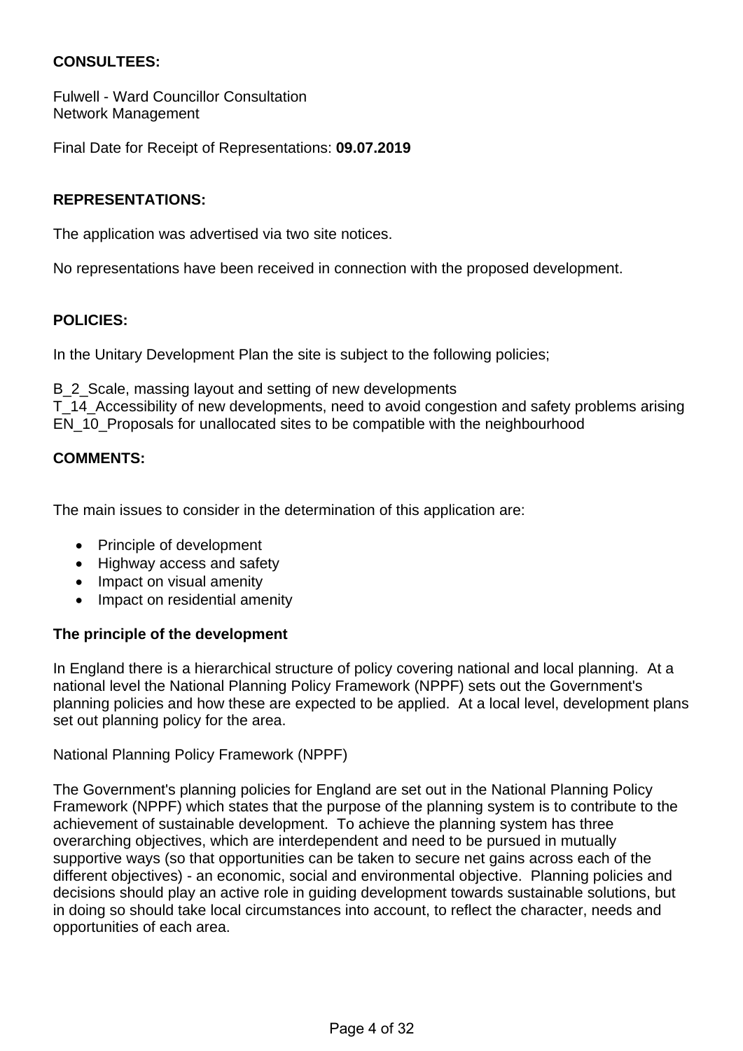**CONSULTEES:**

Fulwell - Ward Councillor Consultation
Network Management

Final Date for Receipt of Representations: **09.07.2019**

**REPRESENTATIONS:**

The application was advertised via two site notices.

No representations have been received in connection with the proposed development.

**POLICIES:**

In the Unitary Development Plan the site is subject to the following policies;

B_2_Scale, massing layout and setting of new developments
T_14_Accessibility of new developments, need to avoid congestion and safety problems arising
EN_10_Proposals for unallocated sites to be compatible with the neighbourhood

**COMMENTS:**

The main issues to consider in the determination of this application are:

- Principle of development
- Highway access and safety
- Impact on visual amenity
- Impact on residential amenity

**The principle of the development**

In England there is a hierarchical structure of policy covering national and local planning. At a national level the National Planning Policy Framework (NPPF) sets out the Government's planning policies and how these are expected to be applied. At a local level, development plans set out planning policy for the area.

National Planning Policy Framework (NPPF)

The Government's planning policies for England are set out in the National Planning Policy Framework (NPPF) which states that the purpose of the planning system is to contribute to the achievement of sustainable development. To achieve the planning system has three overarching objectives, which are interdependent and need to be pursued in mutually supportive ways (so that opportunities can be taken to secure net gains across each of the different objectives) - an economic, social and environmental objective. Planning policies and decisions should play an active role in guiding development towards sustainable solutions, but in doing so should take local circumstances into account, to reflect the character, needs and opportunities of each area.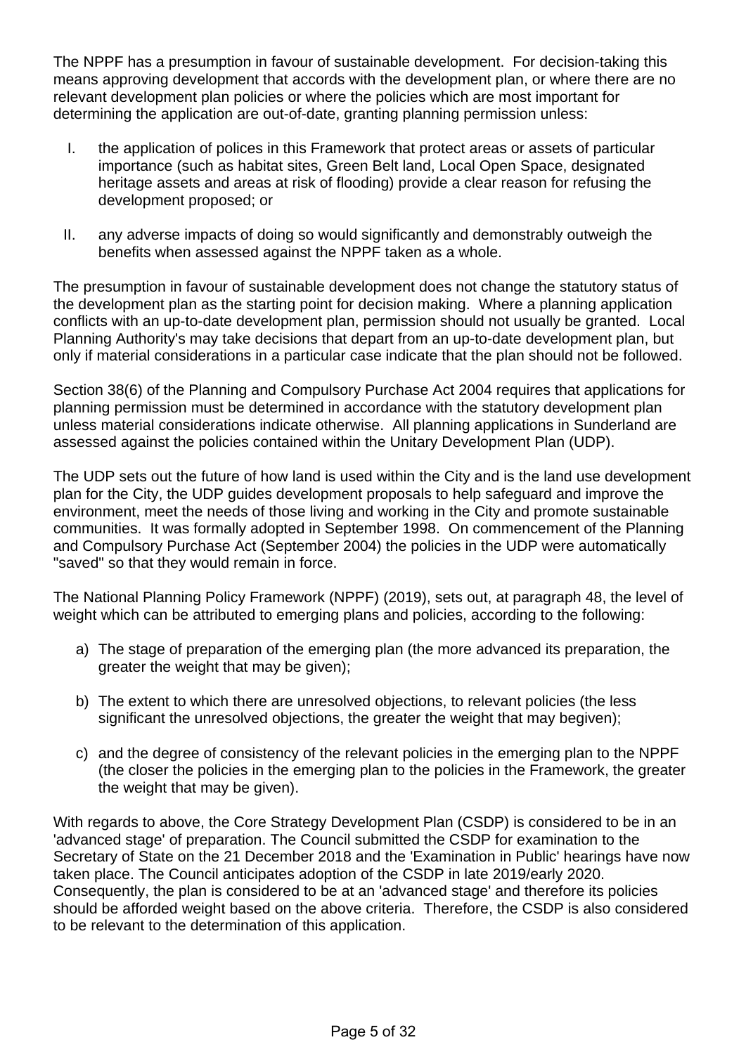The NPPF has a presumption in favour of sustainable development. For decision-taking this means approving development that accords with the development plan, or where there are no relevant development plan policies or where the policies which are most important for determining the application are out-of-date, granting planning permission unless:

I. the application of polices in this Framework that protect areas or assets of particular importance (such as habitat sites, Green Belt land, Local Open Space, designated heritage assets and areas at risk of flooding) provide a clear reason for refusing the development proposed; or

II. any adverse impacts of doing so would significantly and demonstrably outweigh the benefits when assessed against the NPPF taken as a whole.

The presumption in favour of sustainable development does not change the statutory status of the development plan as the starting point for decision making. Where a planning application conflicts with an up-to-date development plan, permission should not usually be granted. Local Planning Authority's may take decisions that depart from an up-to-date development plan, but only if material considerations in a particular case indicate that the plan should not be followed.

Section 38(6) of the Planning and Compulsory Purchase Act 2004 requires that applications for planning permission must be determined in accordance with the statutory development plan unless material considerations indicate otherwise. All planning applications in Sunderland are assessed against the policies contained within the Unitary Development Plan (UDP).

The UDP sets out the future of how land is used within the City and is the land use development plan for the City, the UDP guides development proposals to help safeguard and improve the environment, meet the needs of those living and working in the City and promote sustainable communities. It was formally adopted in September 1998. On commencement of the Planning and Compulsory Purchase Act (September 2004) the policies in the UDP were automatically "saved" so that they would remain in force.

The National Planning Policy Framework (NPPF) (2019), sets out, at paragraph 48, the level of weight which can be attributed to emerging plans and policies, according to the following:

a) The stage of preparation of the emerging plan (the more advanced its preparation, the greater the weight that may be given);

b) The extent to which there are unresolved objections, to relevant policies (the less significant the unresolved objections, the greater the weight that may begiven);

c) and the degree of consistency of the relevant policies in the emerging plan to the NPPF (the closer the policies in the emerging plan to the policies in the Framework, the greater the weight that may be given).

With regards to above, the Core Strategy Development Plan (CSDP) is considered to be in an 'advanced stage' of preparation. The Council submitted the CSDP for examination to the Secretary of State on the 21 December 2018 and the 'Examination in Public' hearings have now taken place. The Council anticipates adoption of the CSDP in late 2019/early 2020. Consequently, the plan is considered to be at an 'advanced stage' and therefore its policies should be afforded weight based on the above criteria. Therefore, the CSDP is also considered to be relevant to the determination of this application.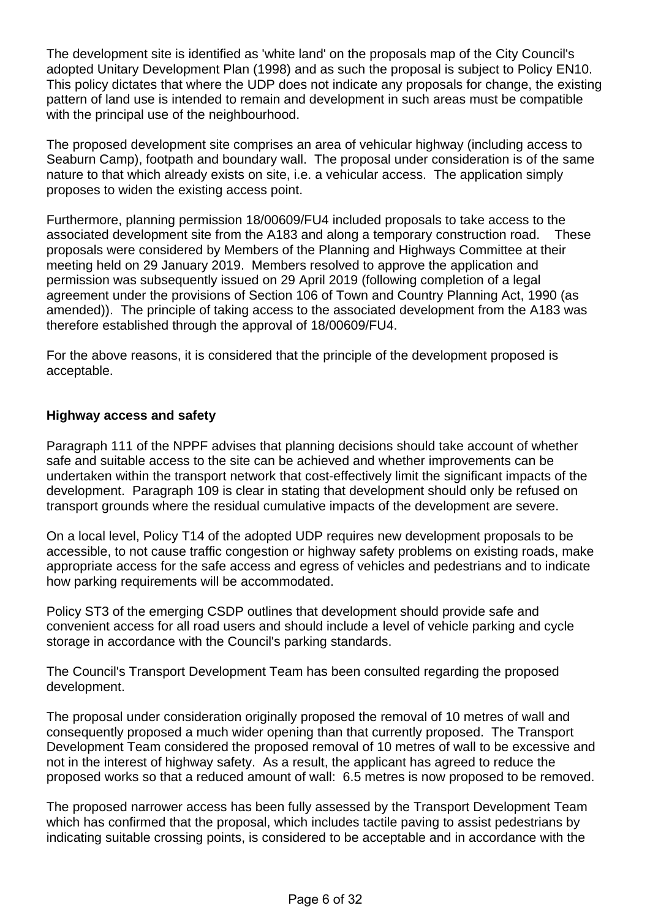The development site is identified as 'white land' on the proposals map of the City Council's adopted Unitary Development Plan (1998) and as such the proposal is subject to Policy EN10. This policy dictates that where the UDP does not indicate any proposals for change, the existing pattern of land use is intended to remain and development in such areas must be compatible with the principal use of the neighbourhood.

The proposed development site comprises an area of vehicular highway (including access to Seaburn Camp), footpath and boundary wall. The proposal under consideration is of the same nature to that which already exists on site, i.e. a vehicular access. The application simply proposes to widen the existing access point.

Furthermore, planning permission 18/00609/FU4 included proposals to take access to the associated development site from the A183 and along a temporary construction road. These proposals were considered by Members of the Planning and Highways Committee at their meeting held on 29 January 2019. Members resolved to approve the application and permission was subsequently issued on 29 April 2019 (following completion of a legal agreement under the provisions of Section 106 of Town and Country Planning Act, 1990 (as amended)). The principle of taking access to the associated development from the A183 was therefore established through the approval of 18/00609/FU4.

For the above reasons, it is considered that the principle of the development proposed is acceptable.

**Highway access and safety**

Paragraph 111 of the NPPF advises that planning decisions should take account of whether safe and suitable access to the site can be achieved and whether improvements can be undertaken within the transport network that cost-effectively limit the significant impacts of the development. Paragraph 109 is clear in stating that development should only be refused on transport grounds where the residual cumulative impacts of the development are severe.

On a local level, Policy T14 of the adopted UDP requires new development proposals to be accessible, to not cause traffic congestion or highway safety problems on existing roads, make appropriate access for the safe access and egress of vehicles and pedestrians and to indicate how parking requirements will be accommodated.

Policy ST3 of the emerging CSDP outlines that development should provide safe and convenient access for all road users and should include a level of vehicle parking and cycle storage in accordance with the Council's parking standards.

The Council's Transport Development Team has been consulted regarding the proposed development.

The proposal under consideration originally proposed the removal of 10 metres of wall and consequently proposed a much wider opening than that currently proposed. The Transport Development Team considered the proposed removal of 10 metres of wall to be excessive and not in the interest of highway safety. As a result, the applicant has agreed to reduce the proposed works so that a reduced amount of wall: 6.5 metres is now proposed to be removed.

The proposed narrower access has been fully assessed by the Transport Development Team which has confirmed that the proposal, which includes tactile paving to assist pedestrians by indicating suitable crossing points, is considered to be acceptable and in accordance with the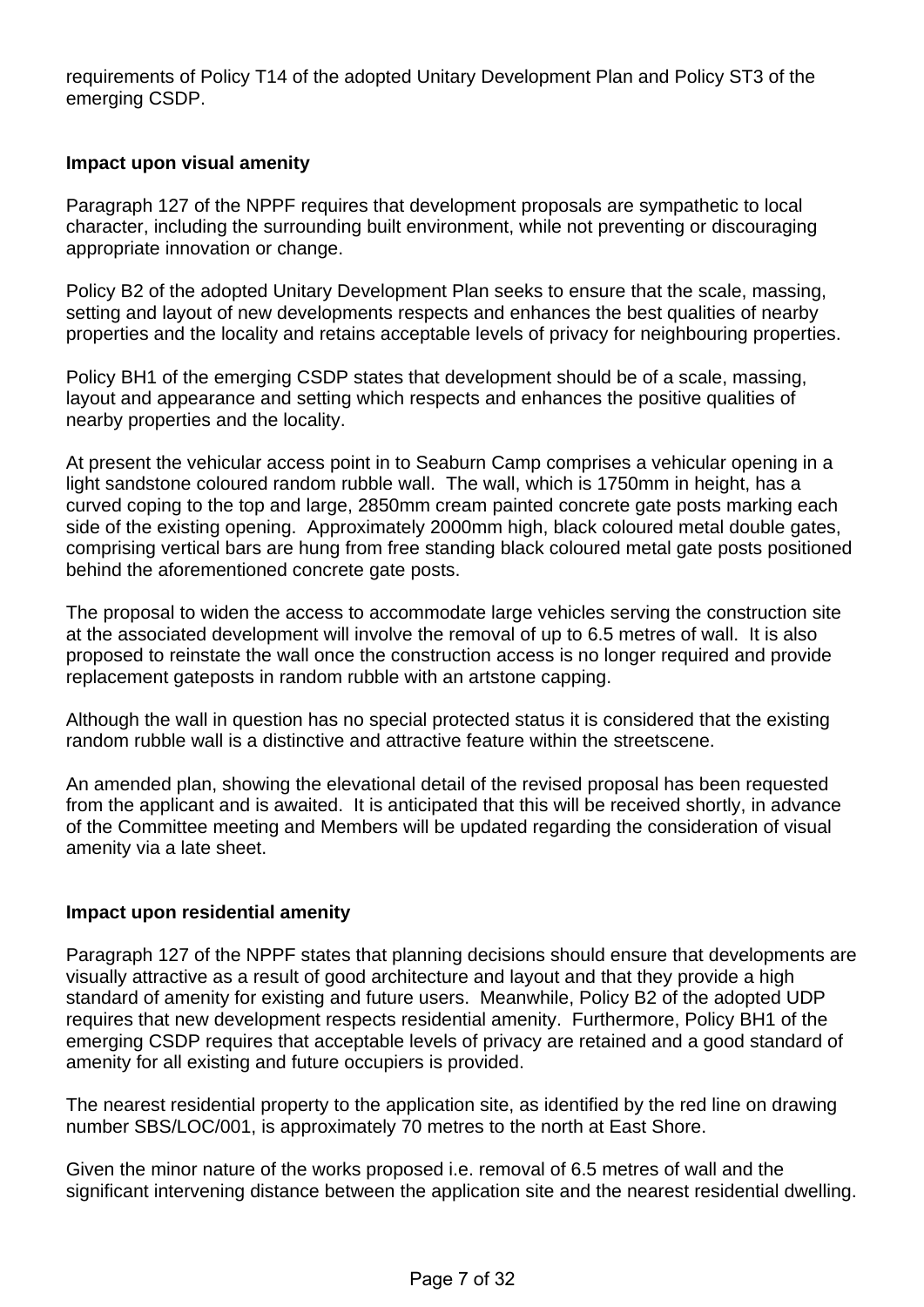requirements of Policy T14 of the adopted Unitary Development Plan and Policy ST3 of the emerging CSDP.

**Impact upon visual amenity**

Paragraph 127 of the NPPF requires that development proposals are sympathetic to local character, including the surrounding built environment, while not preventing or discouraging appropriate innovation or change.

Policy B2 of the adopted Unitary Development Plan seeks to ensure that the scale, massing, setting and layout of new developments respects and enhances the best qualities of nearby properties and the locality and retains acceptable levels of privacy for neighbouring properties.

Policy BH1 of the emerging CSDP states that development should be of a scale, massing, layout and appearance and setting which respects and enhances the positive qualities of nearby properties and the locality.

At present the vehicular access point in to Seaburn Camp comprises a vehicular opening in a light sandstone coloured random rubble wall. The wall, which is 1750mm in height, has a curved coping to the top and large, 2850mm cream painted concrete gate posts marking each side of the existing opening. Approximately 2000mm high, black coloured metal double gates, comprising vertical bars are hung from free standing black coloured metal gate posts positioned behind the aforementioned concrete gate posts.

The proposal to widen the access to accommodate large vehicles serving the construction site at the associated development will involve the removal of up to 6.5 metres of wall. It is also proposed to reinstate the wall once the construction access is no longer required and provide replacement gateposts in random rubble with an artstone capping.

Although the wall in question has no special protected status it is considered that the existing random rubble wall is a distinctive and attractive feature within the streetscene.

An amended plan, showing the elevational detail of the revised proposal has been requested from the applicant and is awaited. It is anticipated that this will be received shortly, in advance of the Committee meeting and Members will be updated regarding the consideration of visual amenity via a late sheet.

**Impact upon residential amenity**

Paragraph 127 of the NPPF states that planning decisions should ensure that developments are visually attractive as a result of good architecture and layout and that they provide a high standard of amenity for existing and future users. Meanwhile, Policy B2 of the adopted UDP requires that new development respects residential amenity. Furthermore, Policy BH1 of the emerging CSDP requires that acceptable levels of privacy are retained and a good standard of amenity for all existing and future occupiers is provided.

The nearest residential property to the application site, as identified by the red line on drawing number SBS/LOC/001, is approximately 70 metres to the north at East Shore.

Given the minor nature of the works proposed i.e. removal of 6.5 metres of wall and the significant intervening distance between the application site and the nearest residential dwelling.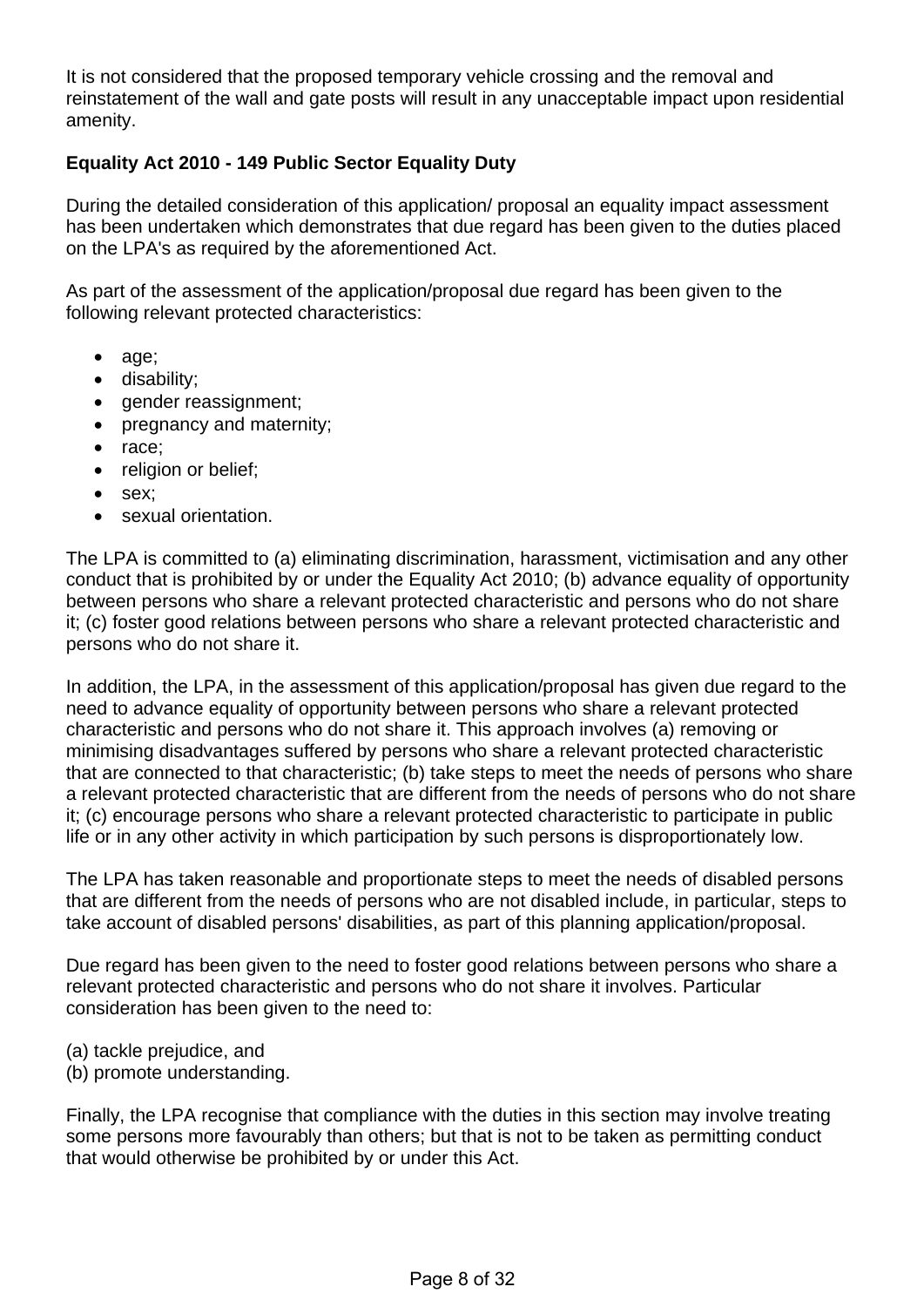It is not considered that the proposed temporary vehicle crossing and the removal and reinstatement of the wall and gate posts will result in any unacceptable impact upon residential amenity.

**Equality Act 2010 - 149 Public Sector Equality Duty**

During the detailed consideration of this application/ proposal an equality impact assessment has been undertaken which demonstrates that due regard has been given to the duties placed on the LPA's as required by the aforementioned Act.

As part of the assessment of the application/proposal due regard has been given to the following relevant protected characteristics:

- age;
- disability;
- gender reassignment;
- pregnancy and maternity;
- race;
- religion or belief;
- sex;
- sexual orientation.

The LPA is committed to (a) eliminating discrimination, harassment, victimisation and any other conduct that is prohibited by or under the Equality Act 2010; (b) advance equality of opportunity between persons who share a relevant protected characteristic and persons who do not share it; (c) foster good relations between persons who share a relevant protected characteristic and persons who do not share it.

In addition, the LPA, in the assessment of this application/proposal has given due regard to the need to advance equality of opportunity between persons who share a relevant protected characteristic and persons who do not share it. This approach involves (a) removing or minimising disadvantages suffered by persons who share a relevant protected characteristic that are connected to that characteristic; (b) take steps to meet the needs of persons who share a relevant protected characteristic that are different from the needs of persons who do not share it; (c) encourage persons who share a relevant protected characteristic to participate in public life or in any other activity in which participation by such persons is disproportionately low.

The LPA has taken reasonable and proportionate steps to meet the needs of disabled persons that are different from the needs of persons who are not disabled include, in particular, steps to take account of disabled persons' disabilities, as part of this planning application/proposal.

Due regard has been given to the need to foster good relations between persons who share a relevant protected characteristic and persons who do not share it involves. Particular consideration has been given to the need to:

(a) tackle prejudice, and
(b) promote understanding.

Finally, the LPA recognise that compliance with the duties in this section may involve treating some persons more favourably than others; but that is not to be taken as permitting conduct that would otherwise be prohibited by or under this Act.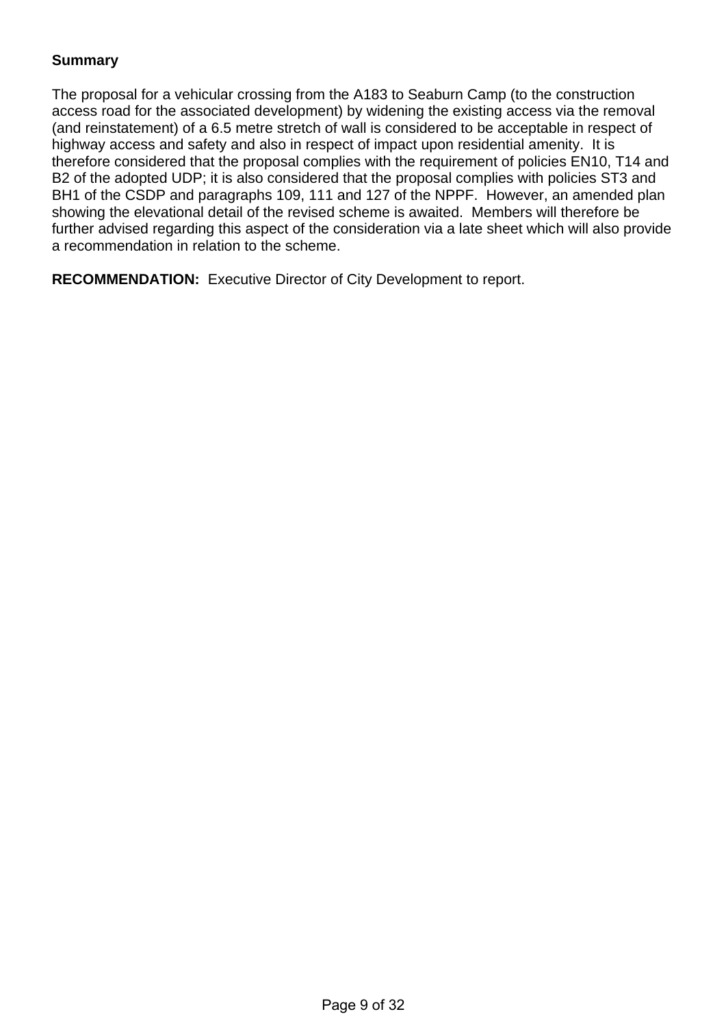**Summary**

The proposal for a vehicular crossing from the A183 to Seaburn Camp (to the construction access road for the associated development) by widening the existing access via the removal (and reinstatement) of a 6.5 metre stretch of wall is considered to be acceptable in respect of highway access and safety and also in respect of impact upon residential amenity. It is therefore considered that the proposal complies with the requirement of policies EN10, T14 and B2 of the adopted UDP; it is also considered that the proposal complies with policies ST3 and BH1 of the CSDP and paragraphs 109, 111 and 127 of the NPPF. However, an amended plan showing the elevational detail of the revised scheme is awaited. Members will therefore be further advised regarding this aspect of the consideration via a late sheet which will also provide a recommendation in relation to the scheme.

**RECOMMENDATION:** Executive Director of City Development to report.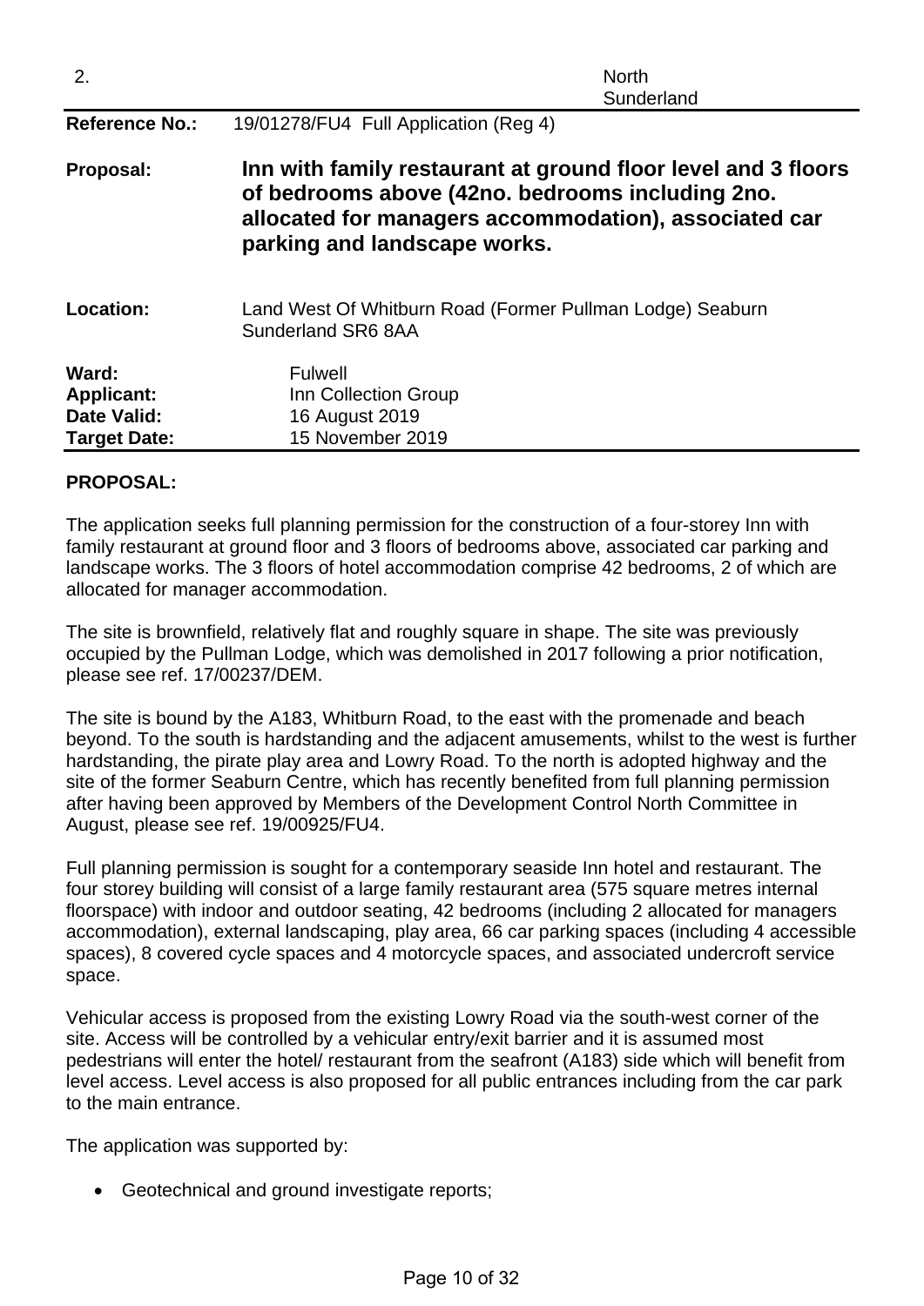| 2. | | North Sunderland |
|---|---|---|
| **Reference No.:** | 19/01278/FU4 Full Application (Reg 4) | |
| **Proposal:** | **Inn with family restaurant at ground floor level and 3 floors of bedrooms above (42no. bedrooms including 2no. allocated for managers accommodation), associated car parking and landscape works.** | |
| **Location:** | Land West Of Whitburn Road (Former Pullman Lodge) Seaburn Sunderland SR6 8AA | |
| **Ward:** | Fulwell | |
| **Applicant:** | Inn Collection Group | |
| **Date Valid:** | 16 August 2019 | |
| **Target Date:** | 15 November 2019 | |

**PROPOSAL:**

The application seeks full planning permission for the construction of a four-storey Inn with family restaurant at ground floor and 3 floors of bedrooms above, associated car parking and landscape works. The 3 floors of hotel accommodation comprise 42 bedrooms, 2 of which are allocated for manager accommodation.

The site is brownfield, relatively flat and roughly square in shape. The site was previously occupied by the Pullman Lodge, which was demolished in 2017 following a prior notification, please see ref. 17/00237/DEM.

The site is bound by the A183, Whitburn Road, to the east with the promenade and beach beyond. To the south is hardstanding and the adjacent amusements, whilst to the west is further hardstanding, the pirate play area and Lowry Road. To the north is adopted highway and the site of the former Seaburn Centre, which has recently benefited from full planning permission after having been approved by Members of the Development Control North Committee in August, please see ref. 19/00925/FU4.

Full planning permission is sought for a contemporary seaside Inn hotel and restaurant. The four storey building will consist of a large family restaurant area (575 square metres internal floorspace) with indoor and outdoor seating, 42 bedrooms (including 2 allocated for managers accommodation), external landscaping, play area, 66 car parking spaces (including 4 accessible spaces), 8 covered cycle spaces and 4 motorcycle spaces, and associated undercroft service space.

Vehicular access is proposed from the existing Lowry Road via the south-west corner of the site. Access will be controlled by a vehicular entry/exit barrier and it is assumed most pedestrians will enter the hotel/ restaurant from the seafront (A183) side which will benefit from level access. Level access is also proposed for all public entrances including from the car park to the main entrance.

The application was supported by:

- Geotechnical and ground investigate reports;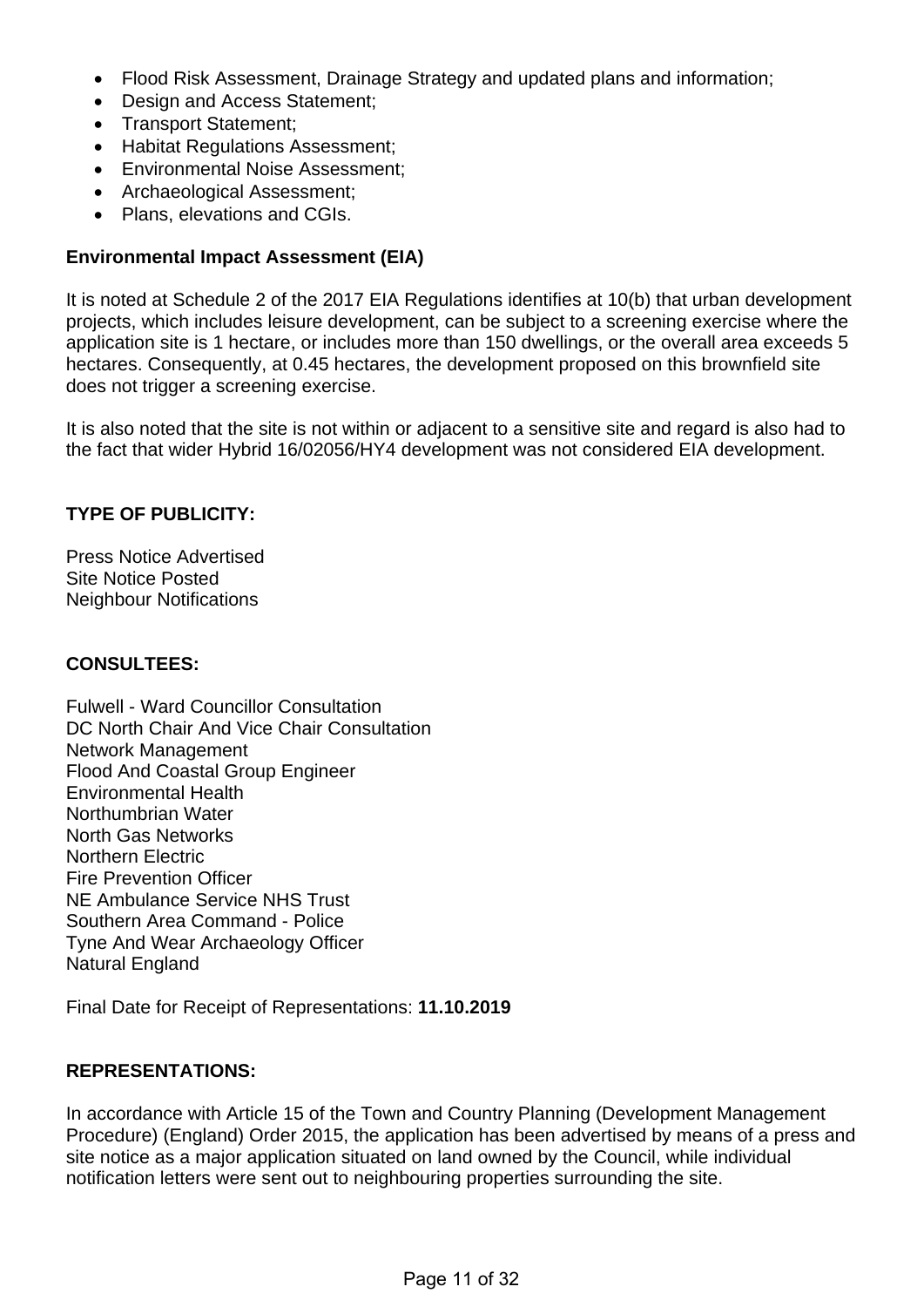- Flood Risk Assessment, Drainage Strategy and updated plans and information;
- Design and Access Statement;
- Transport Statement;
- Habitat Regulations Assessment;
- Environmental Noise Assessment;
- Archaeological Assessment;
- Plans, elevations and CGIs.

**Environmental Impact Assessment (EIA)**

It is noted at Schedule 2 of the 2017 EIA Regulations identifies at 10(b) that urban development projects, which includes leisure development, can be subject to a screening exercise where the application site is 1 hectare, or includes more than 150 dwellings, or the overall area exceeds 5 hectares. Consequently, at 0.45 hectares, the development proposed on this brownfield site does not trigger a screening exercise.

It is also noted that the site is not within or adjacent to a sensitive site and regard is also had to the fact that wider Hybrid 16/02056/HY4 development was not considered EIA development.

**TYPE OF PUBLICITY:**

Press Notice Advertised
Site Notice Posted
Neighbour Notifications

**CONSULTEES:**

Fulwell - Ward Councillor Consultation
DC North Chair And Vice Chair Consultation
Network Management
Flood And Coastal Group Engineer
Environmental Health
Northumbrian Water
North Gas Networks
Northern Electric
Fire Prevention Officer
NE Ambulance Service NHS Trust
Southern Area Command - Police
Tyne And Wear Archaeology Officer
Natural England

Final Date for Receipt of Representations: **11.10.2019**

**REPRESENTATIONS:**

In accordance with Article 15 of the Town and Country Planning (Development Management Procedure) (England) Order 2015, the application has been advertised by means of a press and site notice as a major application situated on land owned by the Council, while individual notification letters were sent out to neighbouring properties surrounding the site.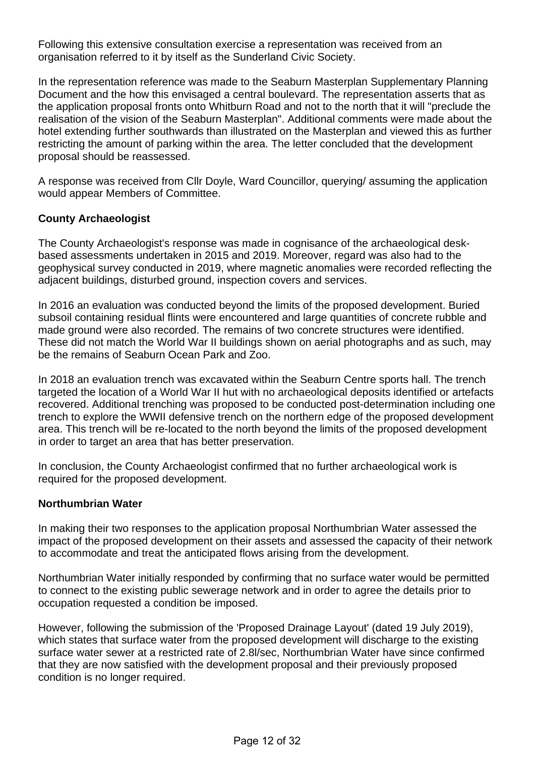Following this extensive consultation exercise a representation was received from an organisation referred to it by itself as the Sunderland Civic Society.

In the representation reference was made to the Seaburn Masterplan Supplementary Planning Document and the how this envisaged a central boulevard. The representation asserts that as the application proposal fronts onto Whitburn Road and not to the north that it will "preclude the realisation of the vision of the Seaburn Masterplan". Additional comments were made about the hotel extending further southwards than illustrated on the Masterplan and viewed this as further restricting the amount of parking within the area. The letter concluded that the development proposal should be reassessed.

A response was received from Cllr Doyle, Ward Councillor, querying/ assuming the application would appear Members of Committee.

**County Archaeologist**

The County Archaeologist's response was made in cognisance of the archaeological desk-based assessments undertaken in 2015 and 2019. Moreover, regard was also had to the geophysical survey conducted in 2019, where magnetic anomalies were recorded reflecting the adjacent buildings, disturbed ground, inspection covers and services.

In 2016 an evaluation was conducted beyond the limits of the proposed development. Buried subsoil containing residual flints were encountered and large quantities of concrete rubble and made ground were also recorded. The remains of two concrete structures were identified. These did not match the World War II buildings shown on aerial photographs and as such, may be the remains of Seaburn Ocean Park and Zoo.

In 2018 an evaluation trench was excavated within the Seaburn Centre sports hall. The trench targeted the location of a World War II hut with no archaeological deposits identified or artefacts recovered. Additional trenching was proposed to be conducted post-determination including one trench to explore the WWII defensive trench on the northern edge of the proposed development area. This trench will be re-located to the north beyond the limits of the proposed development in order to target an area that has better preservation.

In conclusion, the County Archaeologist confirmed that no further archaeological work is required for the proposed development.

**Northumbrian Water**

In making their two responses to the application proposal Northumbrian Water assessed the impact of the proposed development on their assets and assessed the capacity of their network to accommodate and treat the anticipated flows arising from the development.

Northumbrian Water initially responded by confirming that no surface water would be permitted to connect to the existing public sewerage network and in order to agree the details prior to occupation requested a condition be imposed.

However, following the submission of the 'Proposed Drainage Layout' (dated 19 July 2019), which states that surface water from the proposed development will discharge to the existing surface water sewer at a restricted rate of 2.8l/sec, Northumbrian Water have since confirmed that they are now satisfied with the development proposal and their previously proposed condition is no longer required.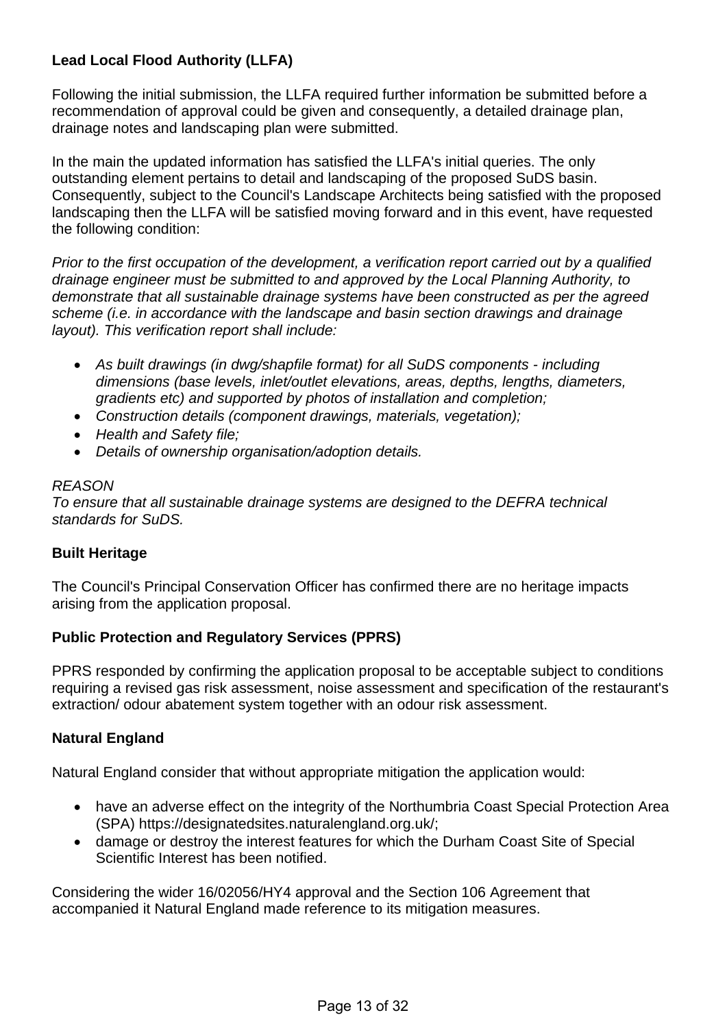**Lead Local Flood Authority (LLFA)**

Following the initial submission, the LLFA required further information be submitted before a recommendation of approval could be given and consequently, a detailed drainage plan, drainage notes and landscaping plan were submitted.

In the main the updated information has satisfied the LLFA's initial queries. The only outstanding element pertains to detail and landscaping of the proposed SuDS basin. Consequently, subject to the Council's Landscape Architects being satisfied with the proposed landscaping then the LLFA will be satisfied moving forward and in this event, have requested the following condition:

*Prior to the first occupation of the development, a verification report carried out by a qualified drainage engineer must be submitted to and approved by the Local Planning Authority, to demonstrate that all sustainable drainage systems have been constructed as per the agreed scheme (i.e. in accordance with the landscape and basin section drawings and drainage layout). This verification report shall include:*

- *As built drawings (in dwg/shapfile format) for all SuDS components - including dimensions (base levels, inlet/outlet elevations, areas, depths, lengths, diameters, gradients etc) and supported by photos of installation and completion;*
- *Construction details (component drawings, materials, vegetation);*
- *Health and Safety file;*
- *Details of ownership organisation/adoption details.*

*REASON*
*To ensure that all sustainable drainage systems are designed to the DEFRA technical standards for SuDS.*

**Built Heritage**

The Council's Principal Conservation Officer has confirmed there are no heritage impacts arising from the application proposal.

**Public Protection and Regulatory Services (PPRS)**

PPRS responded by confirming the application proposal to be acceptable subject to conditions requiring a revised gas risk assessment, noise assessment and specification of the restaurant's extraction/ odour abatement system together with an odour risk assessment.

**Natural England**

Natural England consider that without appropriate mitigation the application would:

- have an adverse effect on the integrity of the Northumbria Coast Special Protection Area (SPA) https://designatedsites.naturalengland.org.uk/;
- damage or destroy the interest features for which the Durham Coast Site of Special Scientific Interest has been notified.

Considering the wider 16/02056/HY4 approval and the Section 106 Agreement that accompanied it Natural England made reference to its mitigation measures.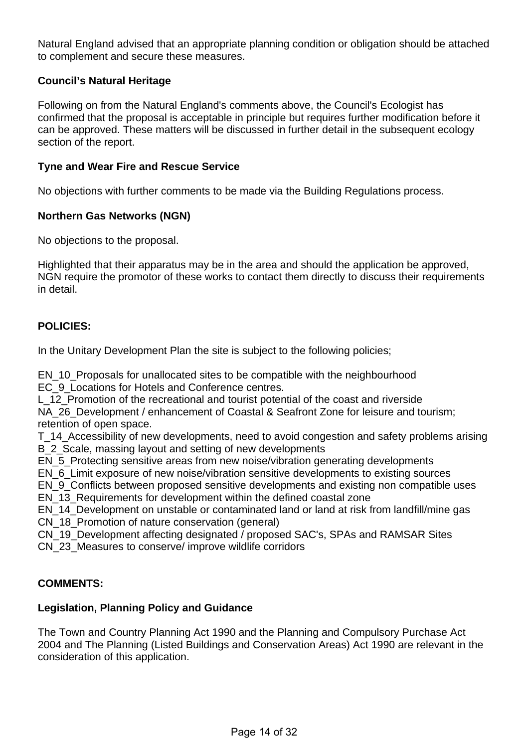Natural England advised that an appropriate planning condition or obligation should be attached to complement and secure these measures.

**Council's Natural Heritage**

Following on from the Natural England's comments above, the Council's Ecologist has confirmed that the proposal is acceptable in principle but requires further modification before it can be approved. These matters will be discussed in further detail in the subsequent ecology section of the report.

**Tyne and Wear Fire and Rescue Service**

No objections with further comments to be made via the Building Regulations process.

**Northern Gas Networks (NGN)**

No objections to the proposal.

Highlighted that their apparatus may be in the area and should the application be approved, NGN require the promotor of these works to contact them directly to discuss their requirements in detail.

**POLICIES:**

In the Unitary Development Plan the site is subject to the following policies;

EN_10_Proposals for unallocated sites to be compatible with the neighbourhood
EC_9_Locations for Hotels and Conference centres.
L_12_Promotion of the recreational and tourist potential of the coast and riverside
NA_26_Development / enhancement of Coastal & Seafront Zone for leisure and tourism; retention of open space.
T_14_Accessibility of new developments, need to avoid congestion and safety problems arising
B_2_Scale, massing layout and setting of new developments
EN_5_Protecting sensitive areas from new noise/vibration generating developments
EN_6_Limit exposure of new noise/vibration sensitive developments to existing sources
EN_9_Conflicts between proposed sensitive developments and existing non compatible uses
EN_13_Requirements for development within the defined coastal zone
EN_14_Development on unstable or contaminated land or land at risk from landfill/mine gas
CN_18_Promotion of nature conservation (general)
CN_19_Development affecting designated / proposed SAC's, SPAs and RAMSAR Sites
CN_23_Measures to conserve/ improve wildlife corridors

**COMMENTS:**

**Legislation, Planning Policy and Guidance**

The Town and Country Planning Act 1990 and the Planning and Compulsory Purchase Act 2004 and The Planning (Listed Buildings and Conservation Areas) Act 1990 are relevant in the consideration of this application.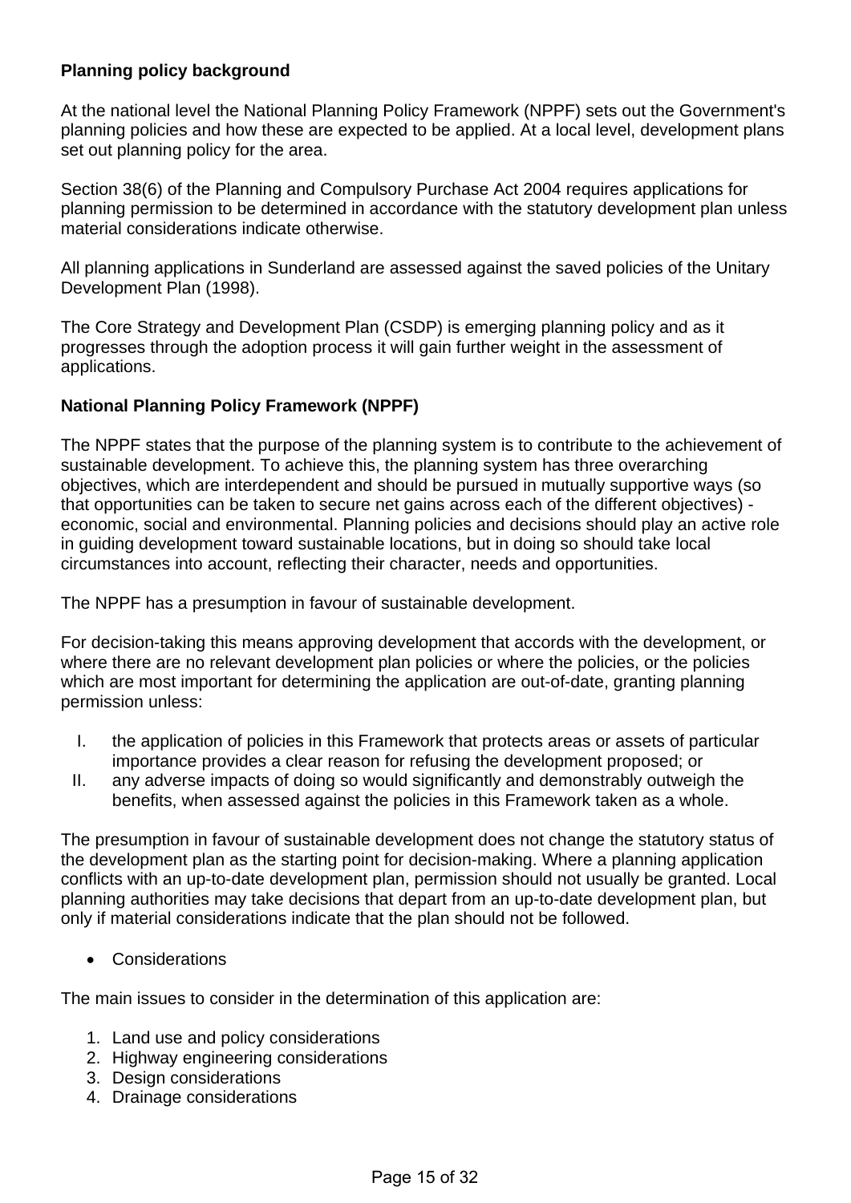**Planning policy background**

At the national level the National Planning Policy Framework (NPPF) sets out the Government's planning policies and how these are expected to be applied. At a local level, development plans set out planning policy for the area.

Section 38(6) of the Planning and Compulsory Purchase Act 2004 requires applications for planning permission to be determined in accordance with the statutory development plan unless material considerations indicate otherwise.

All planning applications in Sunderland are assessed against the saved policies of the Unitary Development Plan (1998).

The Core Strategy and Development Plan (CSDP) is emerging planning policy and as it progresses through the adoption process it will gain further weight in the assessment of applications.

**National Planning Policy Framework (NPPF)**

The NPPF states that the purpose of the planning system is to contribute to the achievement of sustainable development. To achieve this, the planning system has three overarching objectives, which are interdependent and should be pursued in mutually supportive ways (so that opportunities can be taken to secure net gains across each of the different objectives) - economic, social and environmental. Planning policies and decisions should play an active role in guiding development toward sustainable locations, but in doing so should take local circumstances into account, reflecting their character, needs and opportunities.

The NPPF has a presumption in favour of sustainable development.

For decision-taking this means approving development that accords with the development, or where there are no relevant development plan policies or where the policies, or the policies which are most important for determining the application are out-of-date, granting planning permission unless:

I. the application of policies in this Framework that protects areas or assets of particular importance provides a clear reason for refusing the development proposed; or
II. any adverse impacts of doing so would significantly and demonstrably outweigh the benefits, when assessed against the policies in this Framework taken as a whole.

The presumption in favour of sustainable development does not change the statutory status of the development plan as the starting point for decision-making. Where a planning application conflicts with an up-to-date development plan, permission should not usually be granted. Local planning authorities may take decisions that depart from an up-to-date development plan, but only if material considerations indicate that the plan should not be followed.

- Considerations

The main issues to consider in the determination of this application are:

1. Land use and policy considerations
2. Highway engineering considerations
3. Design considerations
4. Drainage considerations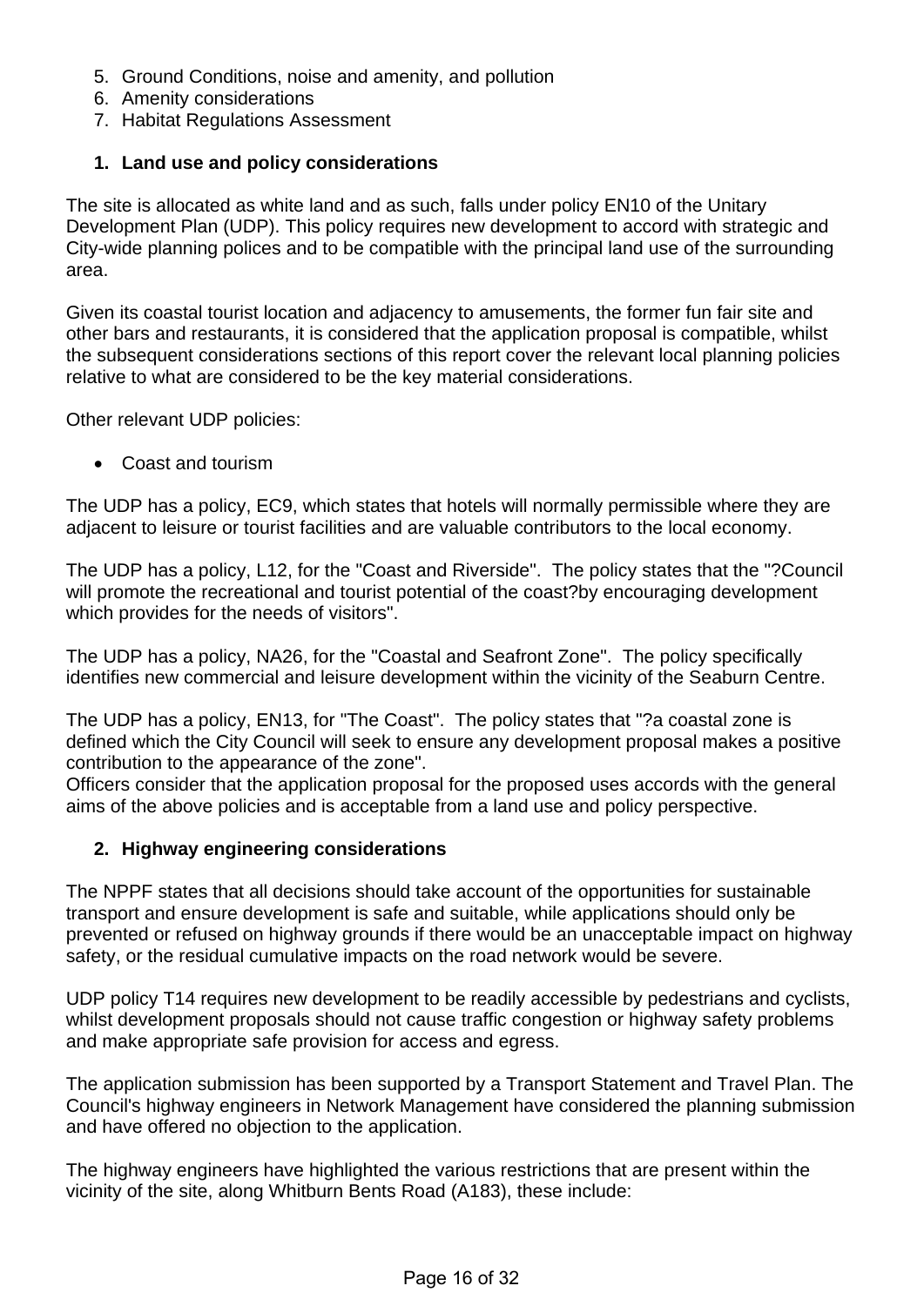5. Ground Conditions, noise and amenity, and pollution
6. Amenity considerations
7. Habitat Regulations Assessment

**1. Land use and policy considerations**

The site is allocated as white land and as such, falls under policy EN10 of the Unitary Development Plan (UDP). This policy requires new development to accord with strategic and City-wide planning polices and to be compatible with the principal land use of the surrounding area.

Given its coastal tourist location and adjacency to amusements, the former fun fair site and other bars and restaurants, it is considered that the application proposal is compatible, whilst the subsequent considerations sections of this report cover the relevant local planning policies relative to what are considered to be the key material considerations.

Other relevant UDP policies:

- Coast and tourism

The UDP has a policy, EC9, which states that hotels will normally permissible where they are adjacent to leisure or tourist facilities and are valuable contributors to the local economy.

The UDP has a policy, L12, for the "Coast and Riverside". The policy states that the "?Council will promote the recreational and tourist potential of the coast?by encouraging development which provides for the needs of visitors".

The UDP has a policy, NA26, for the "Coastal and Seafront Zone". The policy specifically identifies new commercial and leisure development within the vicinity of the Seaburn Centre.

The UDP has a policy, EN13, for "The Coast". The policy states that "?a coastal zone is defined which the City Council will seek to ensure any development proposal makes a positive contribution to the appearance of the zone".
Officers consider that the application proposal for the proposed uses accords with the general aims of the above policies and is acceptable from a land use and policy perspective.

**2. Highway engineering considerations**

The NPPF states that all decisions should take account of the opportunities for sustainable transport and ensure development is safe and suitable, while applications should only be prevented or refused on highway grounds if there would be an unacceptable impact on highway safety, or the residual cumulative impacts on the road network would be severe.

UDP policy T14 requires new development to be readily accessible by pedestrians and cyclists, whilst development proposals should not cause traffic congestion or highway safety problems and make appropriate safe provision for access and egress.

The application submission has been supported by a Transport Statement and Travel Plan. The Council's highway engineers in Network Management have considered the planning submission and have offered no objection to the application.

The highway engineers have highlighted the various restrictions that are present within the vicinity of the site, along Whitburn Bents Road (A183), these include: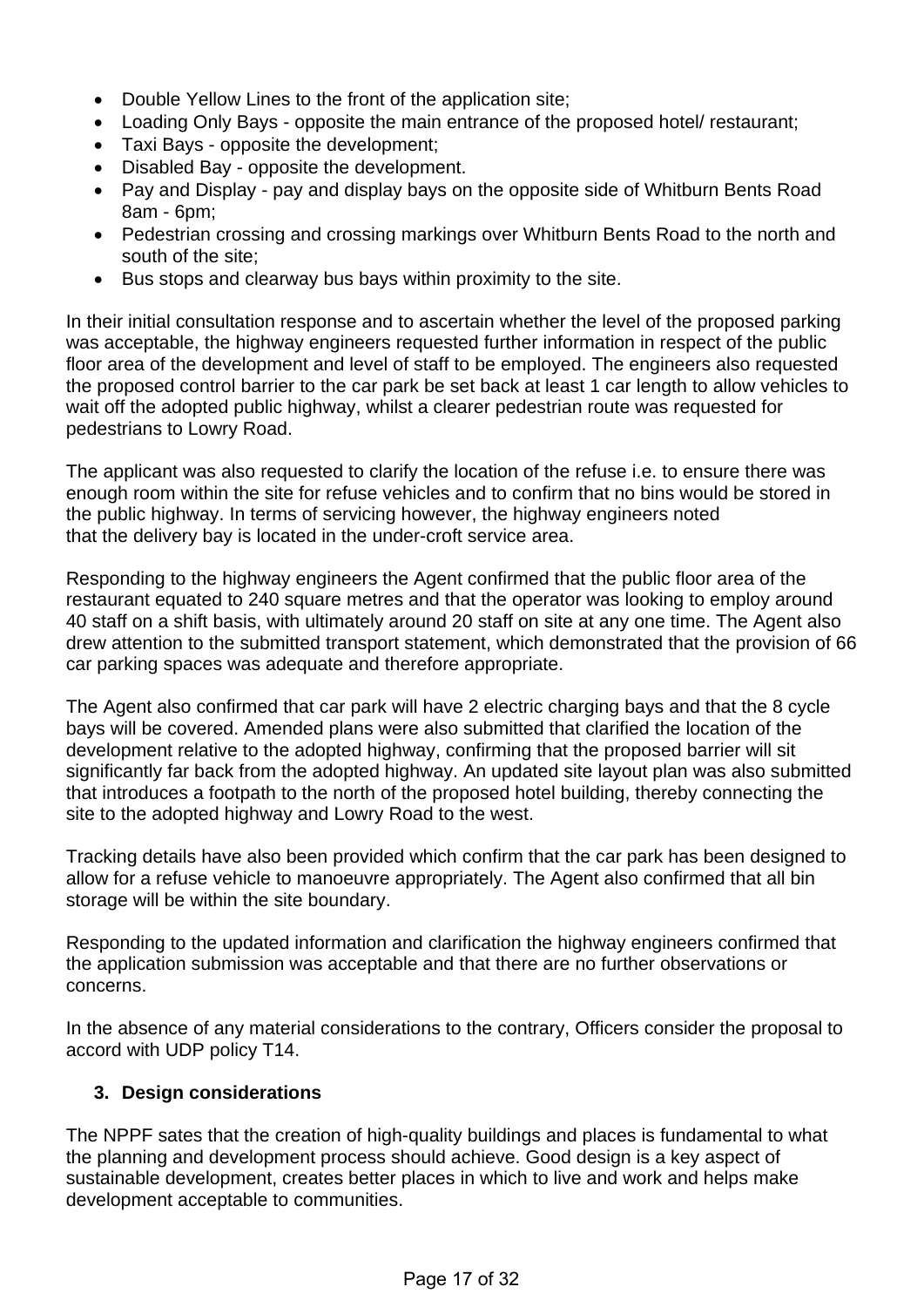- Double Yellow Lines to the front of the application site;
- Loading Only Bays - opposite the main entrance of the proposed hotel/ restaurant;
- Taxi Bays - opposite the development;
- Disabled Bay - opposite the development.
- Pay and Display - pay and display bays on the opposite side of Whitburn Bents Road 8am - 6pm;
- Pedestrian crossing and crossing markings over Whitburn Bents Road to the north and south of the site;
- Bus stops and clearway bus bays within proximity to the site.

In their initial consultation response and to ascertain whether the level of the proposed parking was acceptable, the highway engineers requested further information in respect of the public floor area of the development and level of staff to be employed. The engineers also requested the proposed control barrier to the car park be set back at least 1 car length to allow vehicles to wait off the adopted public highway, whilst a clearer pedestrian route was requested for pedestrians to Lowry Road.

The applicant was also requested to clarify the location of the refuse i.e. to ensure there was enough room within the site for refuse vehicles and to confirm that no bins would be stored in the public highway. In terms of servicing however, the highway engineers noted that the delivery bay is located in the under-croft service area.

Responding to the highway engineers the Agent confirmed that the public floor area of the restaurant equated to 240 square metres and that the operator was looking to employ around 40 staff on a shift basis, with ultimately around 20 staff on site at any one time. The Agent also drew attention to the submitted transport statement, which demonstrated that the provision of 66 car parking spaces was adequate and therefore appropriate.

The Agent also confirmed that car park will have 2 electric charging bays and that the 8 cycle bays will be covered. Amended plans were also submitted that clarified the location of the development relative to the adopted highway, confirming that the proposed barrier will sit significantly far back from the adopted highway. An updated site layout plan was also submitted that introduces a footpath to the north of the proposed hotel building, thereby connecting the site to the adopted highway and Lowry Road to the west.

Tracking details have also been provided which confirm that the car park has been designed to allow for a refuse vehicle to manoeuvre appropriately. The Agent also confirmed that all bin storage will be within the site boundary.

Responding to the updated information and clarification the highway engineers confirmed that the application submission was acceptable and that there are no further observations or concerns.

In the absence of any material considerations to the contrary, Officers consider the proposal to accord with UDP policy T14.

### 3. Design considerations

The NPPF sates that the creation of high-quality buildings and places is fundamental to what the planning and development process should achieve. Good design is a key aspect of sustainable development, creates better places in which to live and work and helps make development acceptable to communities.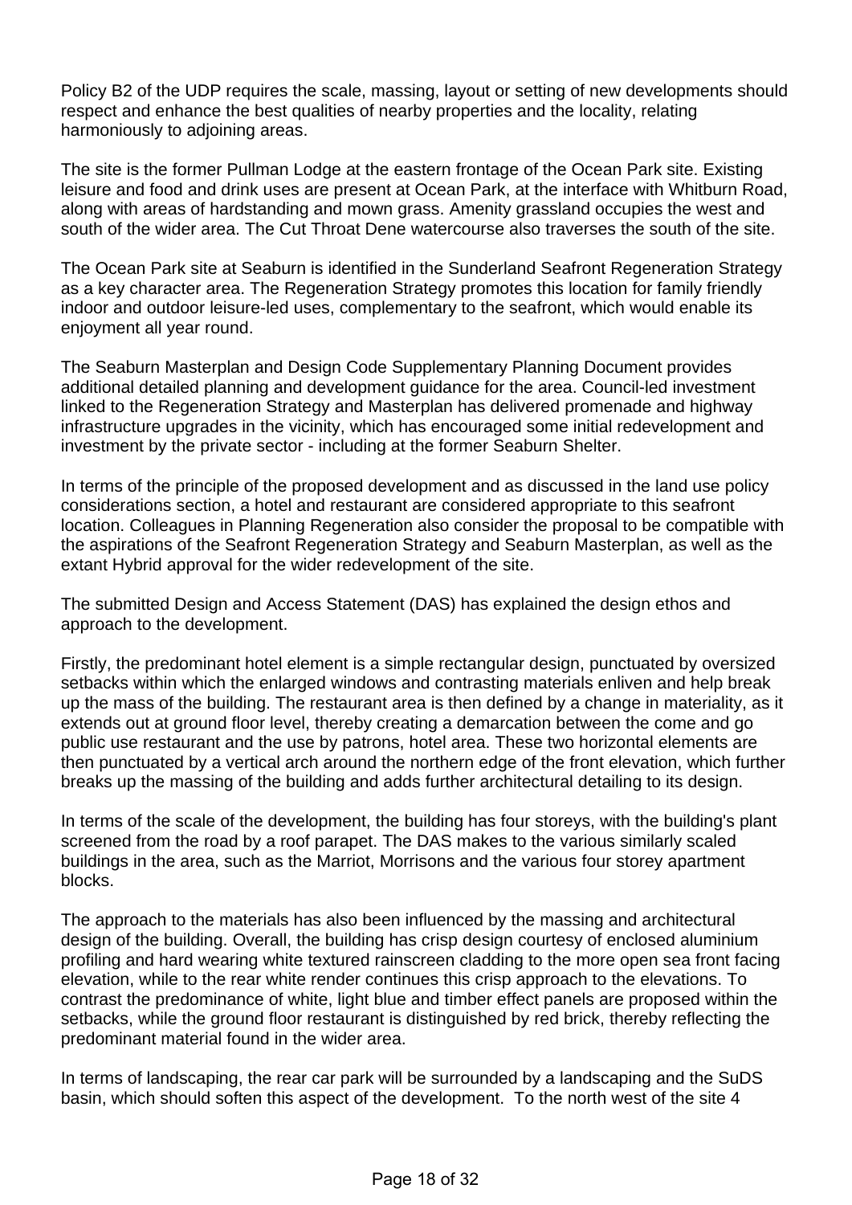Policy B2 of the UDP requires the scale, massing, layout or setting of new developments should respect and enhance the best qualities of nearby properties and the locality, relating harmoniously to adjoining areas.

The site is the former Pullman Lodge at the eastern frontage of the Ocean Park site. Existing leisure and food and drink uses are present at Ocean Park, at the interface with Whitburn Road, along with areas of hardstanding and mown grass. Amenity grassland occupies the west and south of the wider area. The Cut Throat Dene watercourse also traverses the south of the site.

The Ocean Park site at Seaburn is identified in the Sunderland Seafront Regeneration Strategy as a key character area. The Regeneration Strategy promotes this location for family friendly indoor and outdoor leisure-led uses, complementary to the seafront, which would enable its enjoyment all year round.

The Seaburn Masterplan and Design Code Supplementary Planning Document provides additional detailed planning and development guidance for the area. Council-led investment linked to the Regeneration Strategy and Masterplan has delivered promenade and highway infrastructure upgrades in the vicinity, which has encouraged some initial redevelopment and investment by the private sector - including at the former Seaburn Shelter.

In terms of the principle of the proposed development and as discussed in the land use policy considerations section, a hotel and restaurant are considered appropriate to this seafront location. Colleagues in Planning Regeneration also consider the proposal to be compatible with the aspirations of the Seafront Regeneration Strategy and Seaburn Masterplan, as well as the extant Hybrid approval for the wider redevelopment of the site.

The submitted Design and Access Statement (DAS) has explained the design ethos and approach to the development.

Firstly, the predominant hotel element is a simple rectangular design, punctuated by oversized setbacks within which the enlarged windows and contrasting materials enliven and help break up the mass of the building. The restaurant area is then defined by a change in materiality, as it extends out at ground floor level, thereby creating a demarcation between the come and go public use restaurant and the use by patrons, hotel area. These two horizontal elements are then punctuated by a vertical arch around the northern edge of the front elevation, which further breaks up the massing of the building and adds further architectural detailing to its design.

In terms of the scale of the development, the building has four storeys, with the building's plant screened from the road by a roof parapet. The DAS makes to the various similarly scaled buildings in the area, such as the Marriot, Morrisons and the various four storey apartment blocks.

The approach to the materials has also been influenced by the massing and architectural design of the building. Overall, the building has crisp design courtesy of enclosed aluminium profiling and hard wearing white textured rainscreen cladding to the more open sea front facing elevation, while to the rear white render continues this crisp approach to the elevations. To contrast the predominance of white, light blue and timber effect panels are proposed within the setbacks, while the ground floor restaurant is distinguished by red brick, thereby reflecting the predominant material found in the wider area.

In terms of landscaping, the rear car park will be surrounded by a landscaping and the SuDS basin, which should soften this aspect of the development. To the north west of the site 4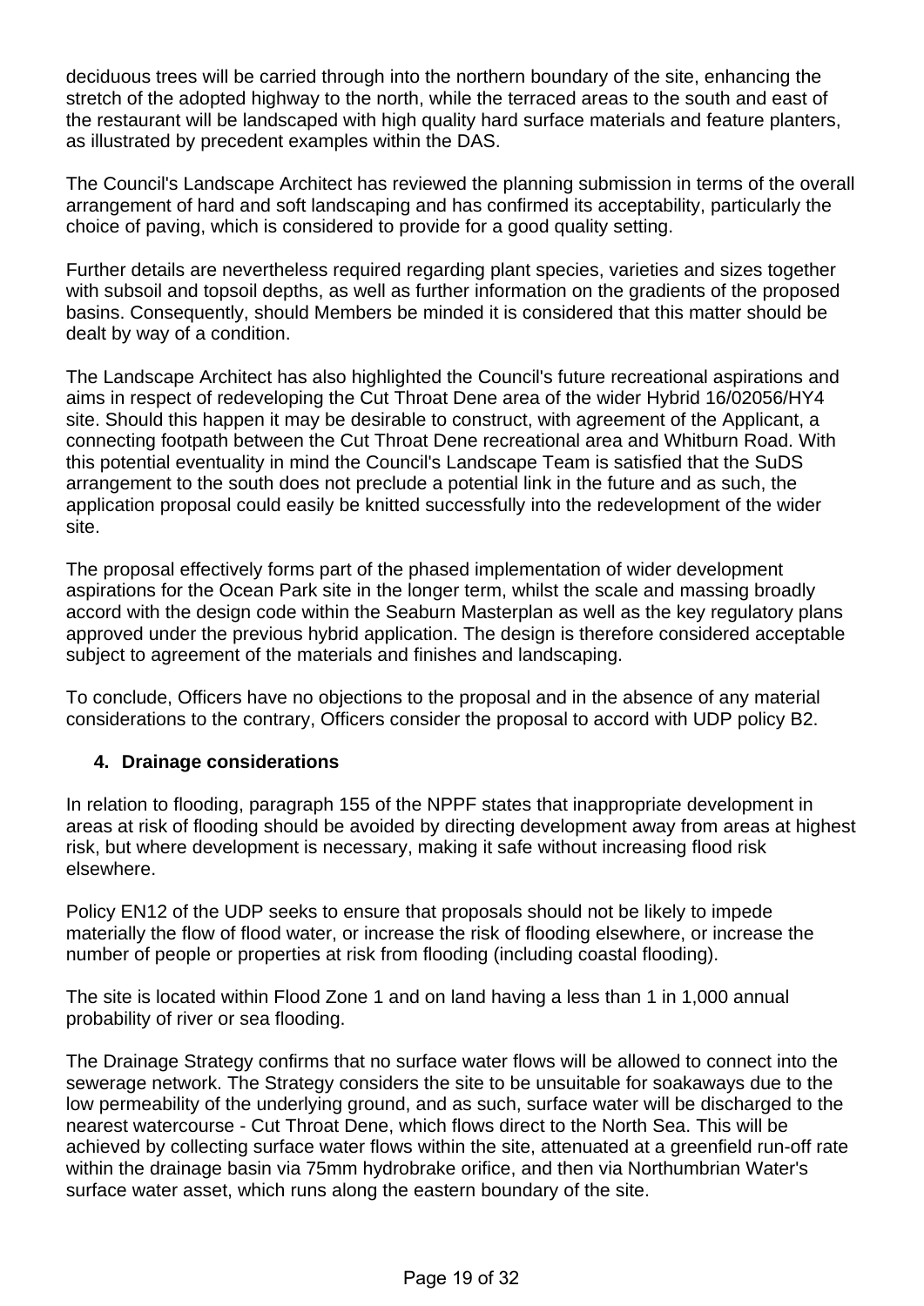deciduous trees will be carried through into the northern boundary of the site, enhancing the stretch of the adopted highway to the north, while the terraced areas to the south and east of the restaurant will be landscaped with high quality hard surface materials and feature planters, as illustrated by precedent examples within the DAS.

The Council's Landscape Architect has reviewed the planning submission in terms of the overall arrangement of hard and soft landscaping and has confirmed its acceptability, particularly the choice of paving, which is considered to provide for a good quality setting.

Further details are nevertheless required regarding plant species, varieties and sizes together with subsoil and topsoil depths, as well as further information on the gradients of the proposed basins. Consequently, should Members be minded it is considered that this matter should be dealt by way of a condition.

The Landscape Architect has also highlighted the Council's future recreational aspirations and aims in respect of redeveloping the Cut Throat Dene area of the wider Hybrid 16/02056/HY4 site. Should this happen it may be desirable to construct, with agreement of the Applicant, a connecting footpath between the Cut Throat Dene recreational area and Whitburn Road. With this potential eventuality in mind the Council's Landscape Team is satisfied that the SuDS arrangement to the south does not preclude a potential link in the future and as such, the application proposal could easily be knitted successfully into the redevelopment of the wider site.

The proposal effectively forms part of the phased implementation of wider development aspirations for the Ocean Park site in the longer term, whilst the scale and massing broadly accord with the design code within the Seaburn Masterplan as well as the key regulatory plans approved under the previous hybrid application. The design is therefore considered acceptable subject to agreement of the materials and finishes and landscaping.

To conclude, Officers have no objections to the proposal and in the absence of any material considerations to the contrary, Officers consider the proposal to accord with UDP policy B2.

### 4. Drainage considerations

In relation to flooding, paragraph 155 of the NPPF states that inappropriate development in areas at risk of flooding should be avoided by directing development away from areas at highest risk, but where development is necessary, making it safe without increasing flood risk elsewhere.

Policy EN12 of the UDP seeks to ensure that proposals should not be likely to impede materially the flow of flood water, or increase the risk of flooding elsewhere, or increase the number of people or properties at risk from flooding (including coastal flooding).

The site is located within Flood Zone 1 and on land having a less than 1 in 1,000 annual probability of river or sea flooding.

The Drainage Strategy confirms that no surface water flows will be allowed to connect into the sewerage network. The Strategy considers the site to be unsuitable for soakaways due to the low permeability of the underlying ground, and as such, surface water will be discharged to the nearest watercourse - Cut Throat Dene, which flows direct to the North Sea. This will be achieved by collecting surface water flows within the site, attenuated at a greenfield run-off rate within the drainage basin via 75mm hydrobrake orifice, and then via Northumbrian Water's surface water asset, which runs along the eastern boundary of the site.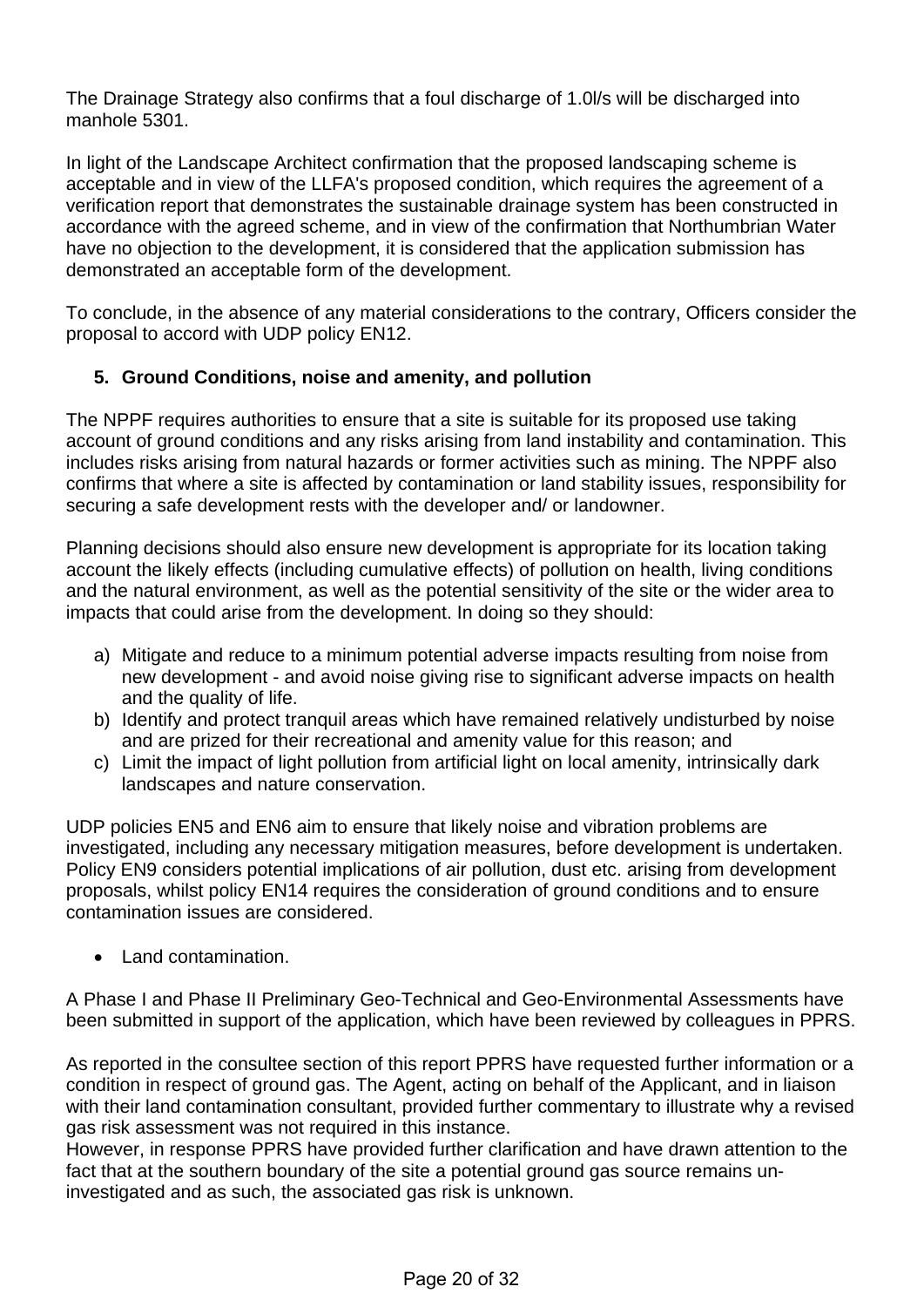The Drainage Strategy also confirms that a foul discharge of 1.0l/s will be discharged into manhole 5301.

In light of the Landscape Architect confirmation that the proposed landscaping scheme is acceptable and in view of the LLFA's proposed condition, which requires the agreement of a verification report that demonstrates the sustainable drainage system has been constructed in accordance with the agreed scheme, and in view of the confirmation that Northumbrian Water have no objection to the development, it is considered that the application submission has demonstrated an acceptable form of the development.

To conclude, in the absence of any material considerations to the contrary, Officers consider the proposal to accord with UDP policy EN12.

### 5. Ground Conditions, noise and amenity, and pollution

The NPPF requires authorities to ensure that a site is suitable for its proposed use taking account of ground conditions and any risks arising from land instability and contamination. This includes risks arising from natural hazards or former activities such as mining. The NPPF also confirms that where a site is affected by contamination or land stability issues, responsibility for securing a safe development rests with the developer and/ or landowner.

Planning decisions should also ensure new development is appropriate for its location taking account the likely effects (including cumulative effects) of pollution on health, living conditions and the natural environment, as well as the potential sensitivity of the site or the wider area to impacts that could arise from the development. In doing so they should:

a) Mitigate and reduce to a minimum potential adverse impacts resulting from noise from new development - and avoid noise giving rise to significant adverse impacts on health and the quality of life.
b) Identify and protect tranquil areas which have remained relatively undisturbed by noise and are prized for their recreational and amenity value for this reason; and
c) Limit the impact of light pollution from artificial light on local amenity, intrinsically dark landscapes and nature conservation.

UDP policies EN5 and EN6 aim to ensure that likely noise and vibration problems are investigated, including any necessary mitigation measures, before development is undertaken. Policy EN9 considers potential implications of air pollution, dust etc. arising from development proposals, whilst policy EN14 requires the consideration of ground conditions and to ensure contamination issues are considered.

- Land contamination.

A Phase I and Phase II Preliminary Geo-Technical and Geo-Environmental Assessments have been submitted in support of the application, which have been reviewed by colleagues in PPRS.

As reported in the consultee section of this report PPRS have requested further information or a condition in respect of ground gas. The Agent, acting on behalf of the Applicant, and in liaison with their land contamination consultant, provided further commentary to illustrate why a revised gas risk assessment was not required in this instance.
However, in response PPRS have provided further clarification and have drawn attention to the fact that at the southern boundary of the site a potential ground gas source remains un-investigated and as such, the associated gas risk is unknown.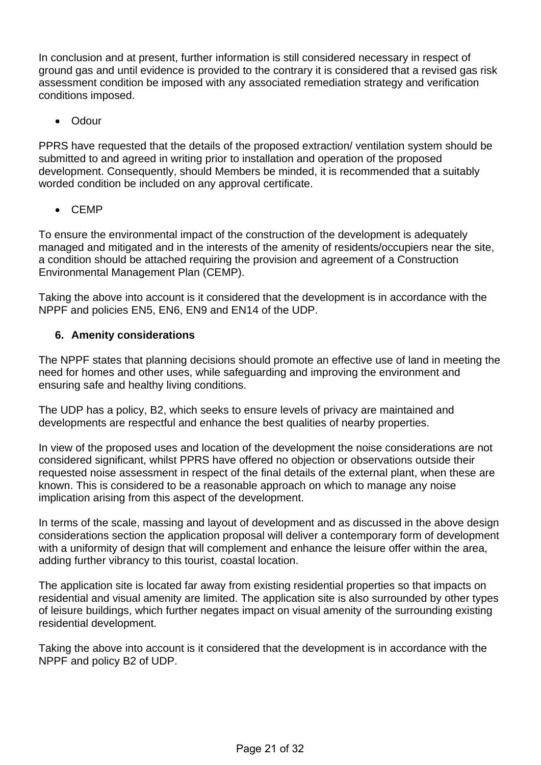In conclusion and at present, further information is still considered necessary in respect of ground gas and until evidence is provided to the contrary it is considered that a revised gas risk assessment condition be imposed with any associated remediation strategy and verification conditions imposed.

- Odour

PPRS have requested that the details of the proposed extraction/ ventilation system should be submitted to and agreed in writing prior to installation and operation of the proposed development. Consequently, should Members be minded, it is recommended that a suitably worded condition be included on any approval certificate.

- CEMP

To ensure the environmental impact of the construction of the development is adequately managed and mitigated and in the interests of the amenity of residents/occupiers near the site, a condition should be attached requiring the provision and agreement of a Construction Environmental Management Plan (CEMP).

Taking the above into account is it considered that the development is in accordance with the NPPF and policies EN5, EN6, EN9 and EN14 of the UDP.

**6. Amenity considerations**

The NPPF states that planning decisions should promote an effective use of land in meeting the need for homes and other uses, while safeguarding and improving the environment and ensuring safe and healthy living conditions.

The UDP has a policy, B2, which seeks to ensure levels of privacy are maintained and developments are respectful and enhance the best qualities of nearby properties.

In view of the proposed uses and location of the development the noise considerations are not considered significant, whilst PPRS have offered no objection or observations outside their requested noise assessment in respect of the final details of the external plant, when these are known. This is considered to be a reasonable approach on which to manage any noise implication arising from this aspect of the development.

In terms of the scale, massing and layout of development and as discussed in the above design considerations section the application proposal will deliver a contemporary form of development with a uniformity of design that will complement and enhance the leisure offer within the area, adding further vibrancy to this tourist, coastal location.

The application site is located far away from existing residential properties so that impacts on residential and visual amenity are limited. The application site is also surrounded by other types of leisure buildings, which further negates impact on visual amenity of the surrounding existing residential development.

Taking the above into account is it considered that the development is in accordance with the NPPF and policy B2 of UDP.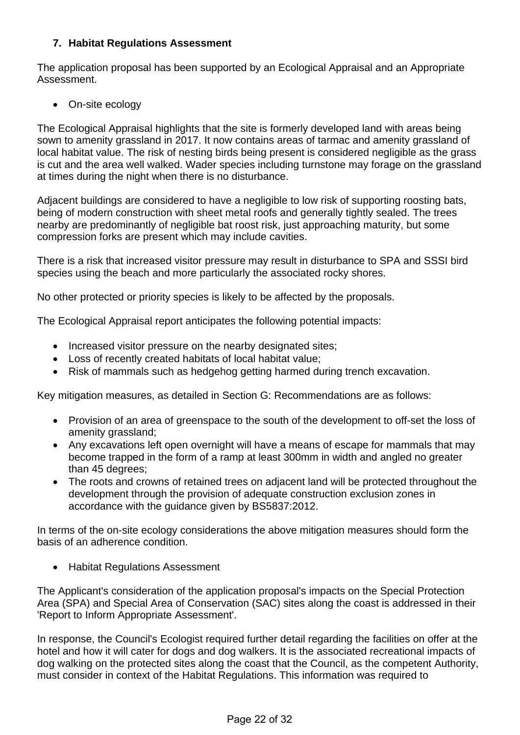## 7. Habitat Regulations Assessment

The application proposal has been supported by an Ecological Appraisal and an Appropriate Assessment.

- On-site ecology

The Ecological Appraisal highlights that the site is formerly developed land with areas being sown to amenity grassland in 2017. It now contains areas of tarmac and amenity grassland of local habitat value. The risk of nesting birds being present is considered negligible as the grass is cut and the area well walked. Wader species including turnstone may forage on the grassland at times during the night when there is no disturbance.

Adjacent buildings are considered to have a negligible to low risk of supporting roosting bats, being of modern construction with sheet metal roofs and generally tightly sealed. The trees nearby are predominantly of negligible bat roost risk, just approaching maturity, but some compression forks are present which may include cavities.

There is a risk that increased visitor pressure may result in disturbance to SPA and SSSI bird species using the beach and more particularly the associated rocky shores.

No other protected or priority species is likely to be affected by the proposals.

The Ecological Appraisal report anticipates the following potential impacts:

- Increased visitor pressure on the nearby designated sites;
- Loss of recently created habitats of local habitat value;
- Risk of mammals such as hedgehog getting harmed during trench excavation.

Key mitigation measures, as detailed in Section G: Recommendations are as follows:

- Provision of an area of greenspace to the south of the development to off-set the loss of amenity grassland;
- Any excavations left open overnight will have a means of escape for mammals that may become trapped in the form of a ramp at least 300mm in width and angled no greater than 45 degrees;
- The roots and crowns of retained trees on adjacent land will be protected throughout the development through the provision of adequate construction exclusion zones in accordance with the guidance given by BS5837:2012.

In terms of the on-site ecology considerations the above mitigation measures should form the basis of an adherence condition.

- Habitat Regulations Assessment

The Applicant's consideration of the application proposal's impacts on the Special Protection Area (SPA) and Special Area of Conservation (SAC) sites along the coast is addressed in their 'Report to Inform Appropriate Assessment'.

In response, the Council's Ecologist required further detail regarding the facilities on offer at the hotel and how it will cater for dogs and dog walkers. It is the associated recreational impacts of dog walking on the protected sites along the coast that the Council, as the competent Authority, must consider in context of the Habitat Regulations. This information was required to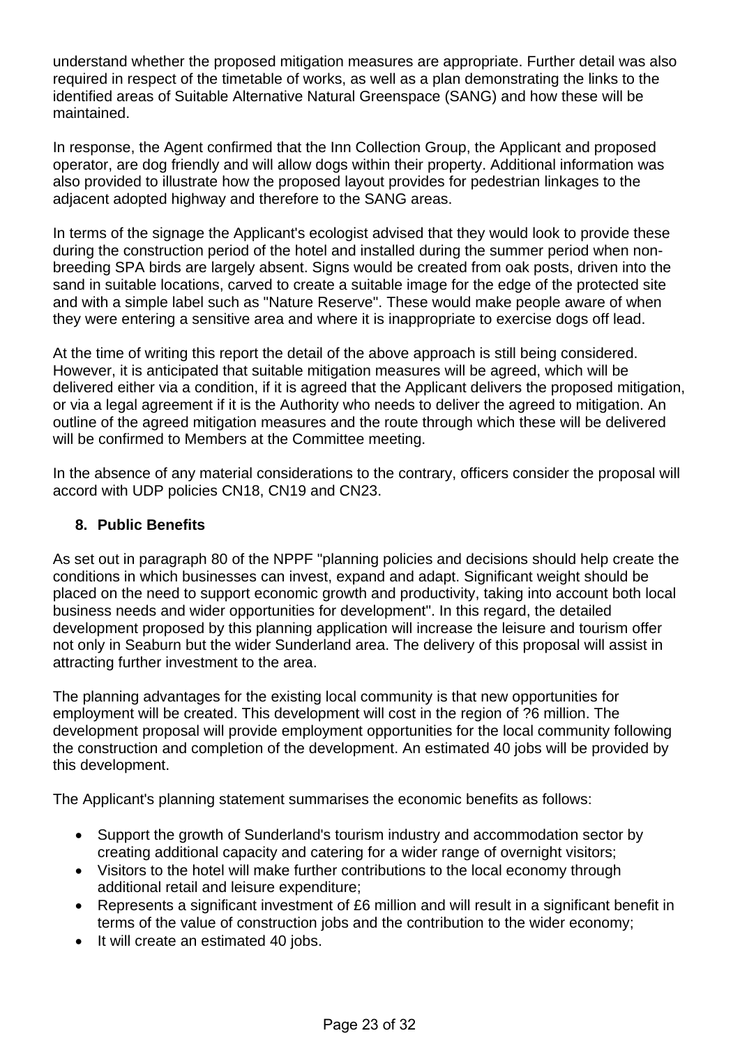understand whether the proposed mitigation measures are appropriate. Further detail was also required in respect of the timetable of works, as well as a plan demonstrating the links to the identified areas of Suitable Alternative Natural Greenspace (SANG) and how these will be maintained.

In response, the Agent confirmed that the Inn Collection Group, the Applicant and proposed operator, are dog friendly and will allow dogs within their property. Additional information was also provided to illustrate how the proposed layout provides for pedestrian linkages to the adjacent adopted highway and therefore to the SANG areas.

In terms of the signage the Applicant's ecologist advised that they would look to provide these during the construction period of the hotel and installed during the summer period when non-breeding SPA birds are largely absent. Signs would be created from oak posts, driven into the sand in suitable locations, carved to create a suitable image for the edge of the protected site and with a simple label such as "Nature Reserve". These would make people aware of when they were entering a sensitive area and where it is inappropriate to exercise dogs off lead.

At the time of writing this report the detail of the above approach is still being considered. However, it is anticipated that suitable mitigation measures will be agreed, which will be delivered either via a condition, if it is agreed that the Applicant delivers the proposed mitigation, or via a legal agreement if it is the Authority who needs to deliver the agreed to mitigation. An outline of the agreed mitigation measures and the route through which these will be delivered will be confirmed to Members at the Committee meeting.

In the absence of any material considerations to the contrary, officers consider the proposal will accord with UDP policies CN18, CN19 and CN23.

**8. Public Benefits**

As set out in paragraph 80 of the NPPF "planning policies and decisions should help create the conditions in which businesses can invest, expand and adapt. Significant weight should be placed on the need to support economic growth and productivity, taking into account both local business needs and wider opportunities for development". In this regard, the detailed development proposed by this planning application will increase the leisure and tourism offer not only in Seaburn but the wider Sunderland area. The delivery of this proposal will assist in attracting further investment to the area.

The planning advantages for the existing local community is that new opportunities for employment will be created. This development will cost in the region of ?6 million. The development proposal will provide employment opportunities for the local community following the construction and completion of the development. An estimated 40 jobs will be provided by this development.

The Applicant's planning statement summarises the economic benefits as follows:

- Support the growth of Sunderland's tourism industry and accommodation sector by creating additional capacity and catering for a wider range of overnight visitors;
- Visitors to the hotel will make further contributions to the local economy through additional retail and leisure expenditure;
- Represents a significant investment of £6 million and will result in a significant benefit in terms of the value of construction jobs and the contribution to the wider economy;
- It will create an estimated 40 jobs.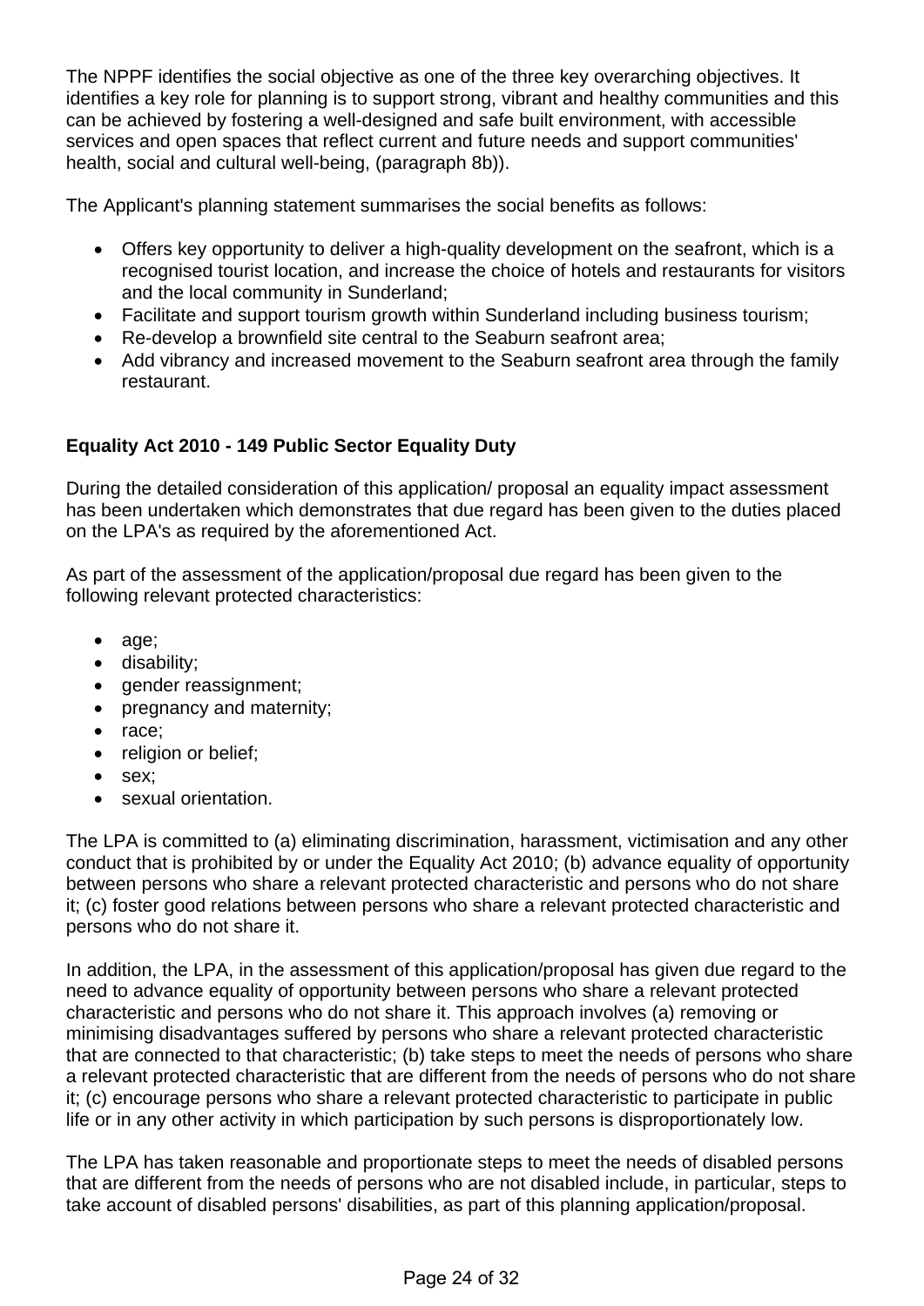The NPPF identifies the social objective as one of the three key overarching objectives. It identifies a key role for planning is to support strong, vibrant and healthy communities and this can be achieved by fostering a well-designed and safe built environment, with accessible services and open spaces that reflect current and future needs and support communities' health, social and cultural well-being, (paragraph 8b)).

The Applicant's planning statement summarises the social benefits as follows:

- Offers key opportunity to deliver a high-quality development on the seafront, which is a recognised tourist location, and increase the choice of hotels and restaurants for visitors and the local community in Sunderland;
- Facilitate and support tourism growth within Sunderland including business tourism;
- Re-develop a brownfield site central to the Seaburn seafront area;
- Add vibrancy and increased movement to the Seaburn seafront area through the family restaurant.

**Equality Act 2010 - 149 Public Sector Equality Duty**

During the detailed consideration of this application/ proposal an equality impact assessment has been undertaken which demonstrates that due regard has been given to the duties placed on the LPA's as required by the aforementioned Act.

As part of the assessment of the application/proposal due regard has been given to the following relevant protected characteristics:

- age;
- disability;
- gender reassignment;
- pregnancy and maternity;
- race;
- religion or belief;
- sex;
- sexual orientation.

The LPA is committed to (a) eliminating discrimination, harassment, victimisation and any other conduct that is prohibited by or under the Equality Act 2010; (b) advance equality of opportunity between persons who share a relevant protected characteristic and persons who do not share it; (c) foster good relations between persons who share a relevant protected characteristic and persons who do not share it.

In addition, the LPA, in the assessment of this application/proposal has given due regard to the need to advance equality of opportunity between persons who share a relevant protected characteristic and persons who do not share it. This approach involves (a) removing or minimising disadvantages suffered by persons who share a relevant protected characteristic that are connected to that characteristic; (b) take steps to meet the needs of persons who share a relevant protected characteristic that are different from the needs of persons who do not share it; (c) encourage persons who share a relevant protected characteristic to participate in public life or in any other activity in which participation by such persons is disproportionately low.

The LPA has taken reasonable and proportionate steps to meet the needs of disabled persons that are different from the needs of persons who are not disabled include, in particular, steps to take account of disabled persons' disabilities, as part of this planning application/proposal.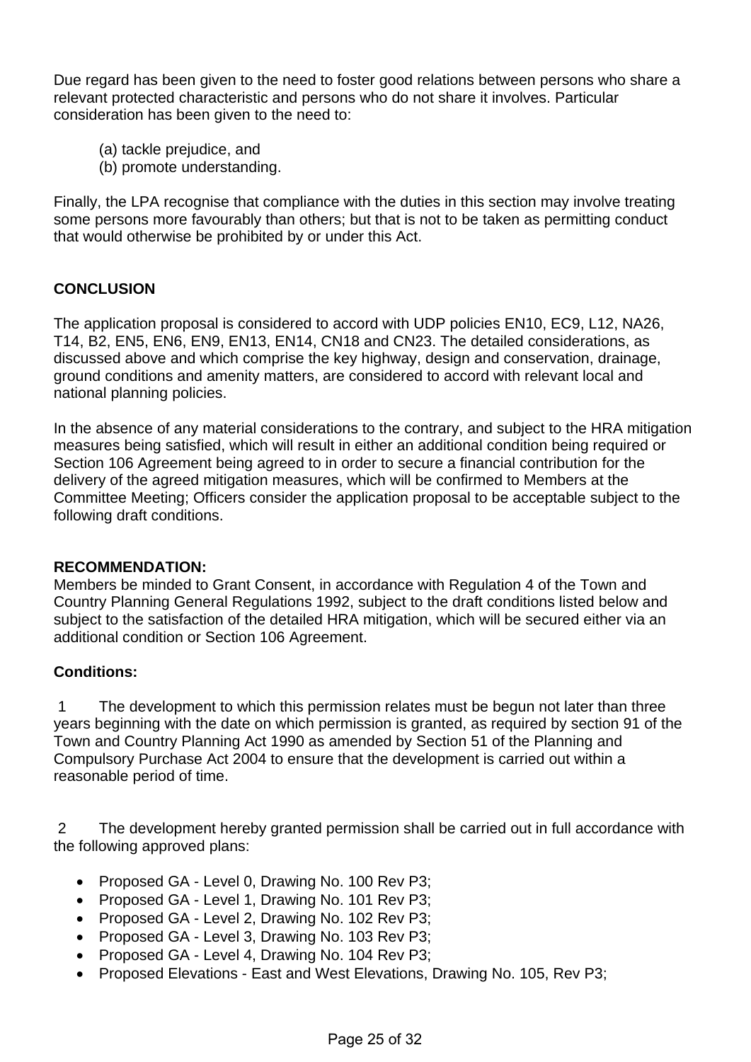Due regard has been given to the need to foster good relations between persons who share a relevant protected characteristic and persons who do not share it involves. Particular consideration has been given to the need to:

(a) tackle prejudice, and
(b) promote understanding.

Finally, the LPA recognise that compliance with the duties in this section may involve treating some persons more favourably than others; but that is not to be taken as permitting conduct that would otherwise be prohibited by or under this Act.

## CONCLUSION

The application proposal is considered to accord with UDP policies EN10, EC9, L12, NA26, T14, B2, EN5, EN6, EN9, EN13, EN14, CN18 and CN23. The detailed considerations, as discussed above and which comprise the key highway, design and conservation, drainage, ground conditions and amenity matters, are considered to accord with relevant local and national planning policies.

In the absence of any material considerations to the contrary, and subject to the HRA mitigation measures being satisfied, which will result in either an additional condition being required or Section 106 Agreement being agreed to in order to secure a financial contribution for the delivery of the agreed mitigation measures, which will be confirmed to Members at the Committee Meeting; Officers consider the application proposal to be acceptable subject to the following draft conditions.

**RECOMMENDATION:**
Members be minded to Grant Consent, in accordance with Regulation 4 of the Town and Country Planning General Regulations 1992, subject to the draft conditions listed below and subject to the satisfaction of the detailed HRA mitigation, which will be secured either via an additional condition or Section 106 Agreement.

**Conditions:**

1 The development to which this permission relates must be begun not later than three years beginning with the date on which permission is granted, as required by section 91 of the Town and Country Planning Act 1990 as amended by Section 51 of the Planning and Compulsory Purchase Act 2004 to ensure that the development is carried out within a reasonable period of time.

2 The development hereby granted permission shall be carried out in full accordance with the following approved plans:

- Proposed GA - Level 0, Drawing No. 100 Rev P3;
- Proposed GA - Level 1, Drawing No. 101 Rev P3;
- Proposed GA - Level 2, Drawing No. 102 Rev P3;
- Proposed GA - Level 3, Drawing No. 103 Rev P3;
- Proposed GA - Level 4, Drawing No. 104 Rev P3;
- Proposed Elevations - East and West Elevations, Drawing No. 105, Rev P3;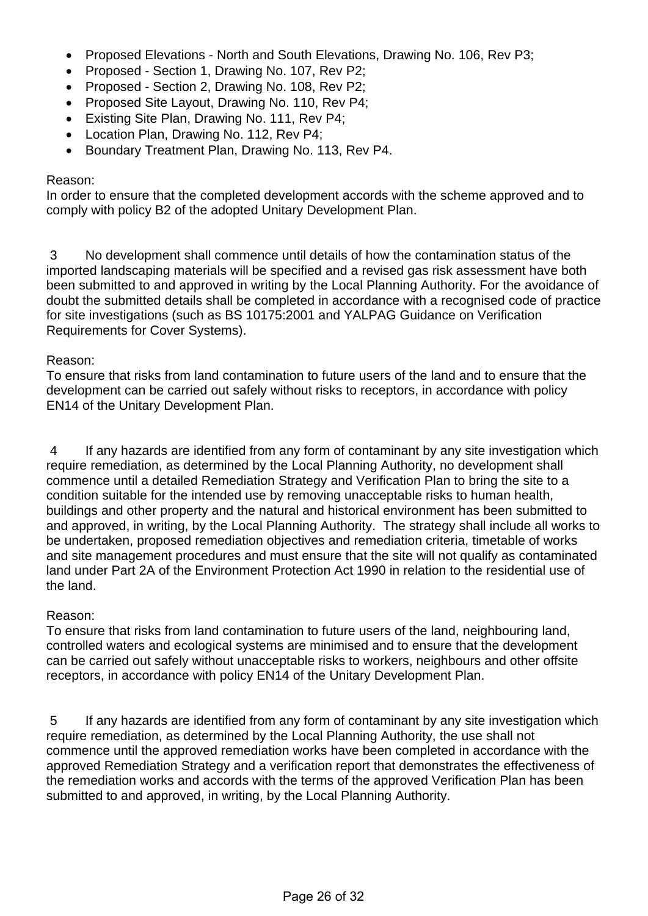- Proposed Elevations - North and South Elevations, Drawing No. 106, Rev P3;
- Proposed - Section 1, Drawing No. 107, Rev P2;
- Proposed - Section 2, Drawing No. 108, Rev P2;
- Proposed Site Layout, Drawing No. 110, Rev P4;
- Existing Site Plan, Drawing No. 111, Rev P4;
- Location Plan, Drawing No. 112, Rev P4;
- Boundary Treatment Plan, Drawing No. 113, Rev P4.

Reason:
In order to ensure that the completed development accords with the scheme approved and to comply with policy B2 of the adopted Unitary Development Plan.

3 No development shall commence until details of how the contamination status of the imported landscaping materials will be specified and a revised gas risk assessment have both been submitted to and approved in writing by the Local Planning Authority. For the avoidance of doubt the submitted details shall be completed in accordance with a recognised code of practice for site investigations (such as BS 10175:2001 and YALPAG Guidance on Verification Requirements for Cover Systems).

Reason:
To ensure that risks from land contamination to future users of the land and to ensure that the development can be carried out safely without risks to receptors, in accordance with policy EN14 of the Unitary Development Plan.

4 If any hazards are identified from any form of contaminant by any site investigation which require remediation, as determined by the Local Planning Authority, no development shall commence until a detailed Remediation Strategy and Verification Plan to bring the site to a condition suitable for the intended use by removing unacceptable risks to human health, buildings and other property and the natural and historical environment has been submitted to and approved, in writing, by the Local Planning Authority. The strategy shall include all works to be undertaken, proposed remediation objectives and remediation criteria, timetable of works and site management procedures and must ensure that the site will not qualify as contaminated land under Part 2A of the Environment Protection Act 1990 in relation to the residential use of the land.

Reason:
To ensure that risks from land contamination to future users of the land, neighbouring land, controlled waters and ecological systems are minimised and to ensure that the development can be carried out safely without unacceptable risks to workers, neighbours and other offsite receptors, in accordance with policy EN14 of the Unitary Development Plan.

5 If any hazards are identified from any form of contaminant by any site investigation which require remediation, as determined by the Local Planning Authority, the use shall not commence until the approved remediation works have been completed in accordance with the approved Remediation Strategy and a verification report that demonstrates the effectiveness of the remediation works and accords with the terms of the approved Verification Plan has been submitted to and approved, in writing, by the Local Planning Authority.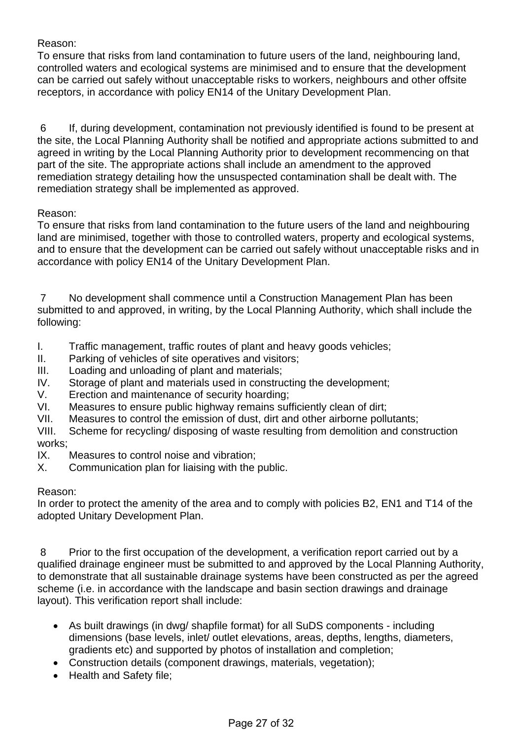Reason:
To ensure that risks from land contamination to future users of the land, neighbouring land, controlled waters and ecological systems are minimised and to ensure that the development can be carried out safely without unacceptable risks to workers, neighbours and other offsite receptors, in accordance with policy EN14 of the Unitary Development Plan.

6 If, during development, contamination not previously identified is found to be present at the site, the Local Planning Authority shall be notified and appropriate actions submitted to and agreed in writing by the Local Planning Authority prior to development recommencing on that part of the site. The appropriate actions shall include an amendment to the approved remediation strategy detailing how the unsuspected contamination shall be dealt with. The remediation strategy shall be implemented as approved.

Reason:
To ensure that risks from land contamination to the future users of the land and neighbouring land are minimised, together with those to controlled waters, property and ecological systems, and to ensure that the development can be carried out safely without unacceptable risks and in accordance with policy EN14 of the Unitary Development Plan.

7 No development shall commence until a Construction Management Plan has been submitted to and approved, in writing, by the Local Planning Authority, which shall include the following:

I. Traffic management, traffic routes of plant and heavy goods vehicles;
II. Parking of vehicles of site operatives and visitors;
III. Loading and unloading of plant and materials;
IV. Storage of plant and materials used in constructing the development;
V. Erection and maintenance of security hoarding;
VI. Measures to ensure public highway remains sufficiently clean of dirt;
VII. Measures to control the emission of dust, dirt and other airborne pollutants;
VIII. Scheme for recycling/ disposing of waste resulting from demolition and construction works;
IX. Measures to control noise and vibration;
X. Communication plan for liaising with the public.

Reason:
In order to protect the amenity of the area and to comply with policies B2, EN1 and T14 of the adopted Unitary Development Plan.

8 Prior to the first occupation of the development, a verification report carried out by a qualified drainage engineer must be submitted to and approved by the Local Planning Authority, to demonstrate that all sustainable drainage systems have been constructed as per the agreed scheme (i.e. in accordance with the landscape and basin section drawings and drainage layout). This verification report shall include:

- As built drawings (in dwg/ shapfile format) for all SuDS components - including dimensions (base levels, inlet/ outlet elevations, areas, depths, lengths, diameters, gradients etc) and supported by photos of installation and completion;
- Construction details (component drawings, materials, vegetation);
- Health and Safety file;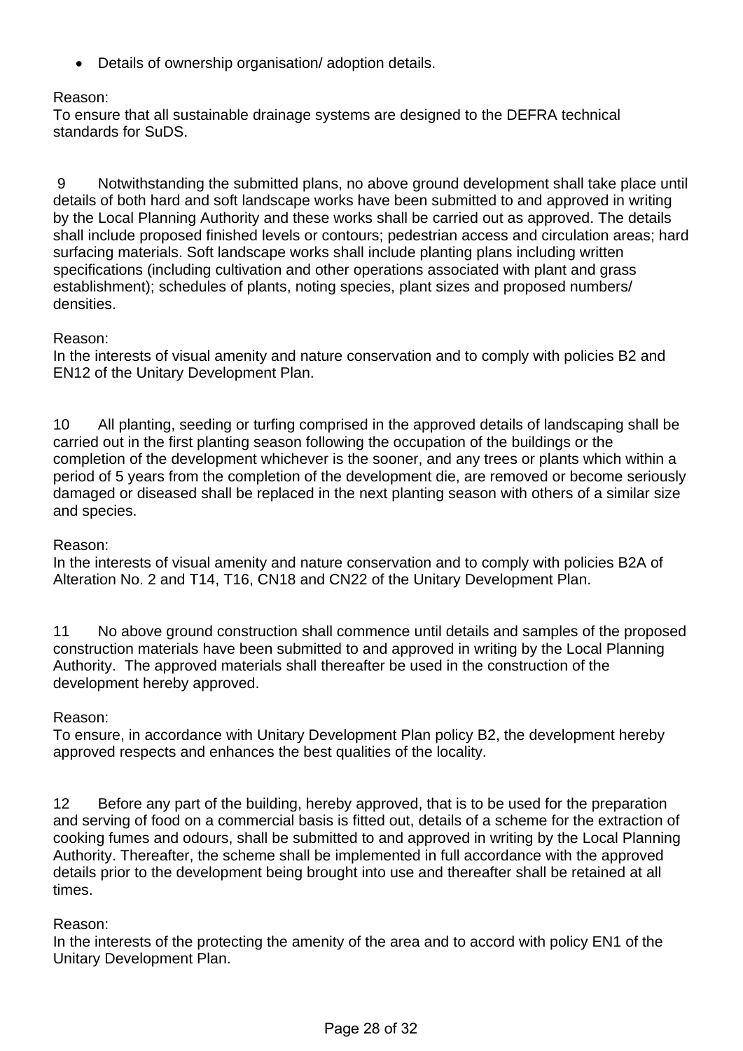- Details of ownership organisation/ adoption details.

Reason:
To ensure that all sustainable drainage systems are designed to the DEFRA technical standards for SuDS.

9 Notwithstanding the submitted plans, no above ground development shall take place until details of both hard and soft landscape works have been submitted to and approved in writing by the Local Planning Authority and these works shall be carried out as approved. The details shall include proposed finished levels or contours; pedestrian access and circulation areas; hard surfacing materials. Soft landscape works shall include planting plans including written specifications (including cultivation and other operations associated with plant and grass establishment); schedules of plants, noting species, plant sizes and proposed numbers/ densities.

Reason:
In the interests of visual amenity and nature conservation and to comply with policies B2 and EN12 of the Unitary Development Plan.

10 All planting, seeding or turfing comprised in the approved details of landscaping shall be carried out in the first planting season following the occupation of the buildings or the completion of the development whichever is the sooner, and any trees or plants which within a period of 5 years from the completion of the development die, are removed or become seriously damaged or diseased shall be replaced in the next planting season with others of a similar size and species.

Reason:
In the interests of visual amenity and nature conservation and to comply with policies B2A of Alteration No. 2 and T14, T16, CN18 and CN22 of the Unitary Development Plan.

11 No above ground construction shall commence until details and samples of the proposed construction materials have been submitted to and approved in writing by the Local Planning Authority. The approved materials shall thereafter be used in the construction of the development hereby approved.

Reason:
To ensure, in accordance with Unitary Development Plan policy B2, the development hereby approved respects and enhances the best qualities of the locality.

12 Before any part of the building, hereby approved, that is to be used for the preparation and serving of food on a commercial basis is fitted out, details of a scheme for the extraction of cooking fumes and odours, shall be submitted to and approved in writing by the Local Planning Authority. Thereafter, the scheme shall be implemented in full accordance with the approved details prior to the development being brought into use and thereafter shall be retained at all times.

Reason:
In the interests of the protecting the amenity of the area and to accord with policy EN1 of the Unitary Development Plan.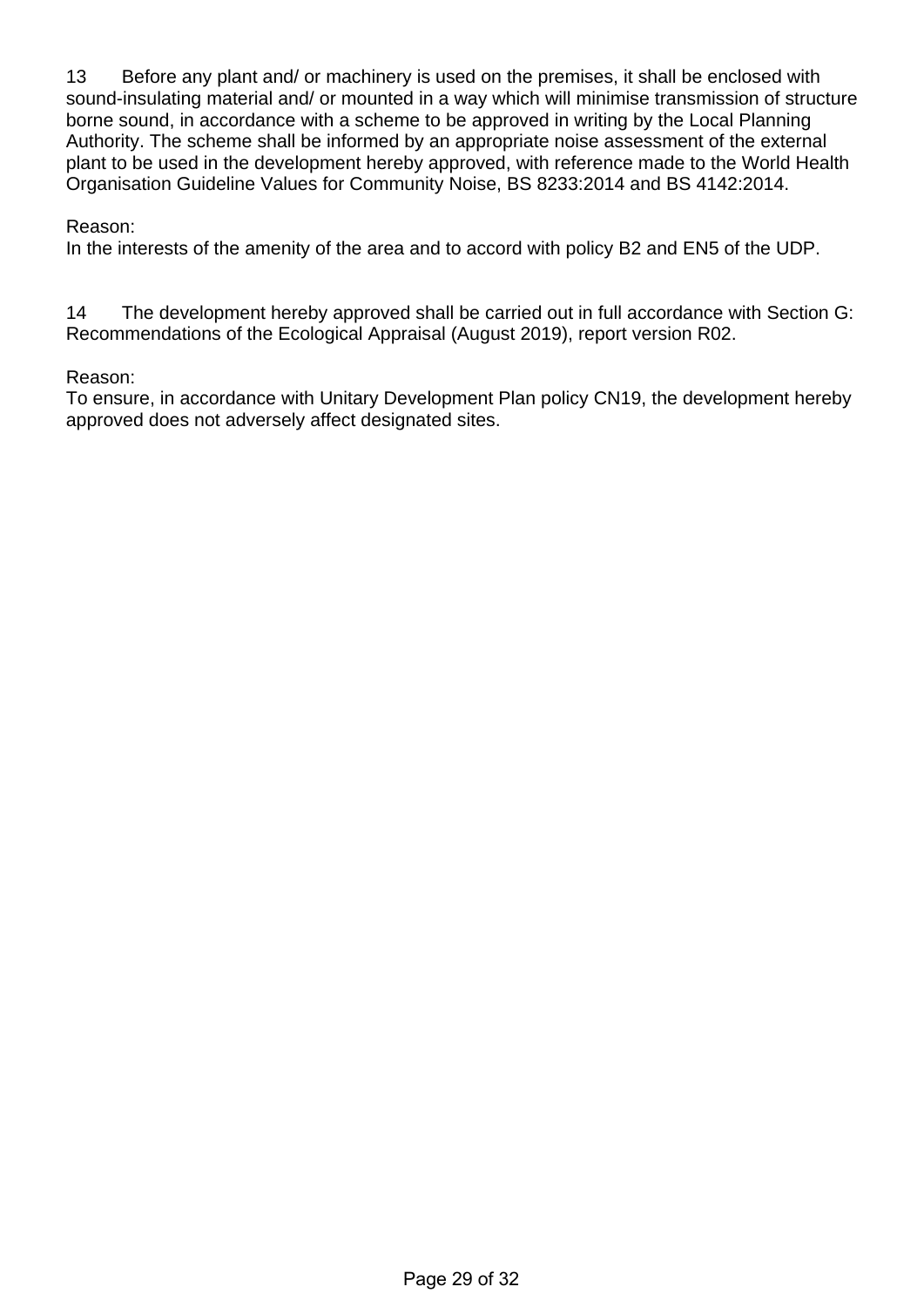13 Before any plant and/ or machinery is used on the premises, it shall be enclosed with sound-insulating material and/ or mounted in a way which will minimise transmission of structure borne sound, in accordance with a scheme to be approved in writing by the Local Planning Authority. The scheme shall be informed by an appropriate noise assessment of the external plant to be used in the development hereby approved, with reference made to the World Health Organisation Guideline Values for Community Noise, BS 8233:2014 and BS 4142:2014.

Reason:
In the interests of the amenity of the area and to accord with policy B2 and EN5 of the UDP.

14 The development hereby approved shall be carried out in full accordance with Section G: Recommendations of the Ecological Appraisal (August 2019), report version R02.

Reason:
To ensure, in accordance with Unitary Development Plan policy CN19, the development hereby approved does not adversely affect designated sites.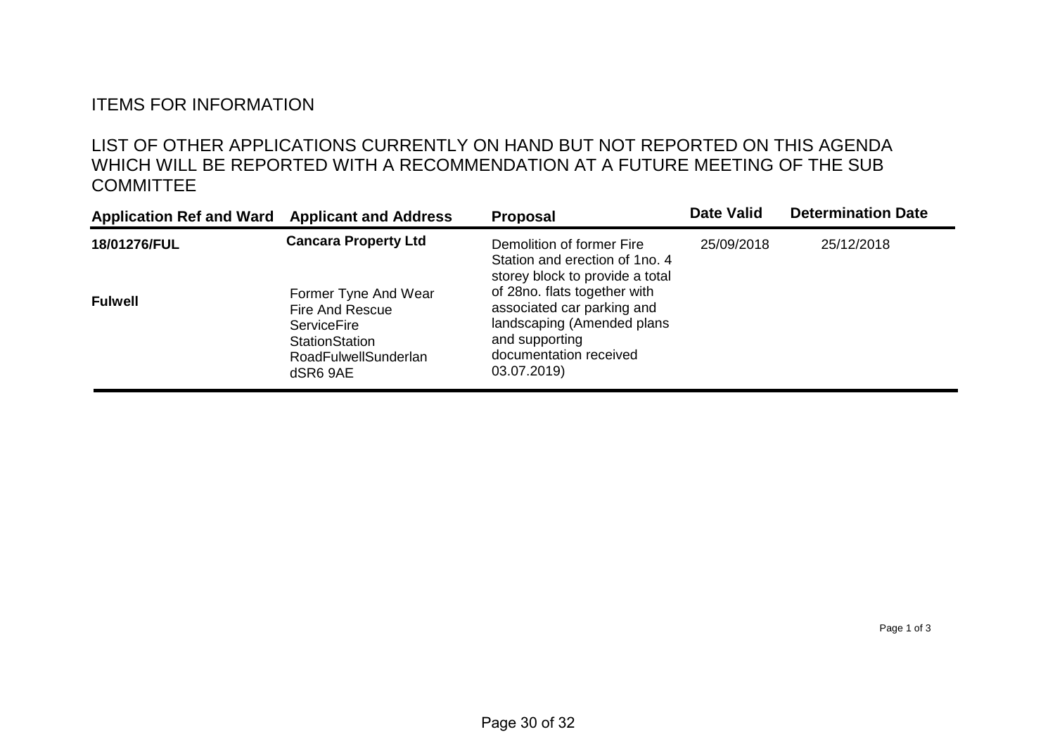## ITEMS FOR INFORMATION

## LIST OF OTHER APPLICATIONS CURRENTLY ON HAND BUT NOT REPORTED ON THIS AGENDA WHICH WILL BE REPORTED WITH A RECOMMENDATION AT A FUTURE MEETING OF THE SUB COMMITTEE

| Application Ref and Ward | Applicant and Address | Proposal | Date Valid | Determination Date |
|---|---|---|---|---|
| **18/01276/FUL**<br><br>**Fulwell** | **Cancara Property Ltd**<br><br>Former Tyne And Wear Fire And Rescue ServiceFire StationStation RoadFulwellSunderlan dSR6 9AE | Demolition of former Fire Station and erection of 1no. 4 storey block to provide a total of 28no. flats together with associated car parking and landscaping (Amended plans and supporting documentation received 03.07.2019) | 25/09/2018 | 25/12/2018 |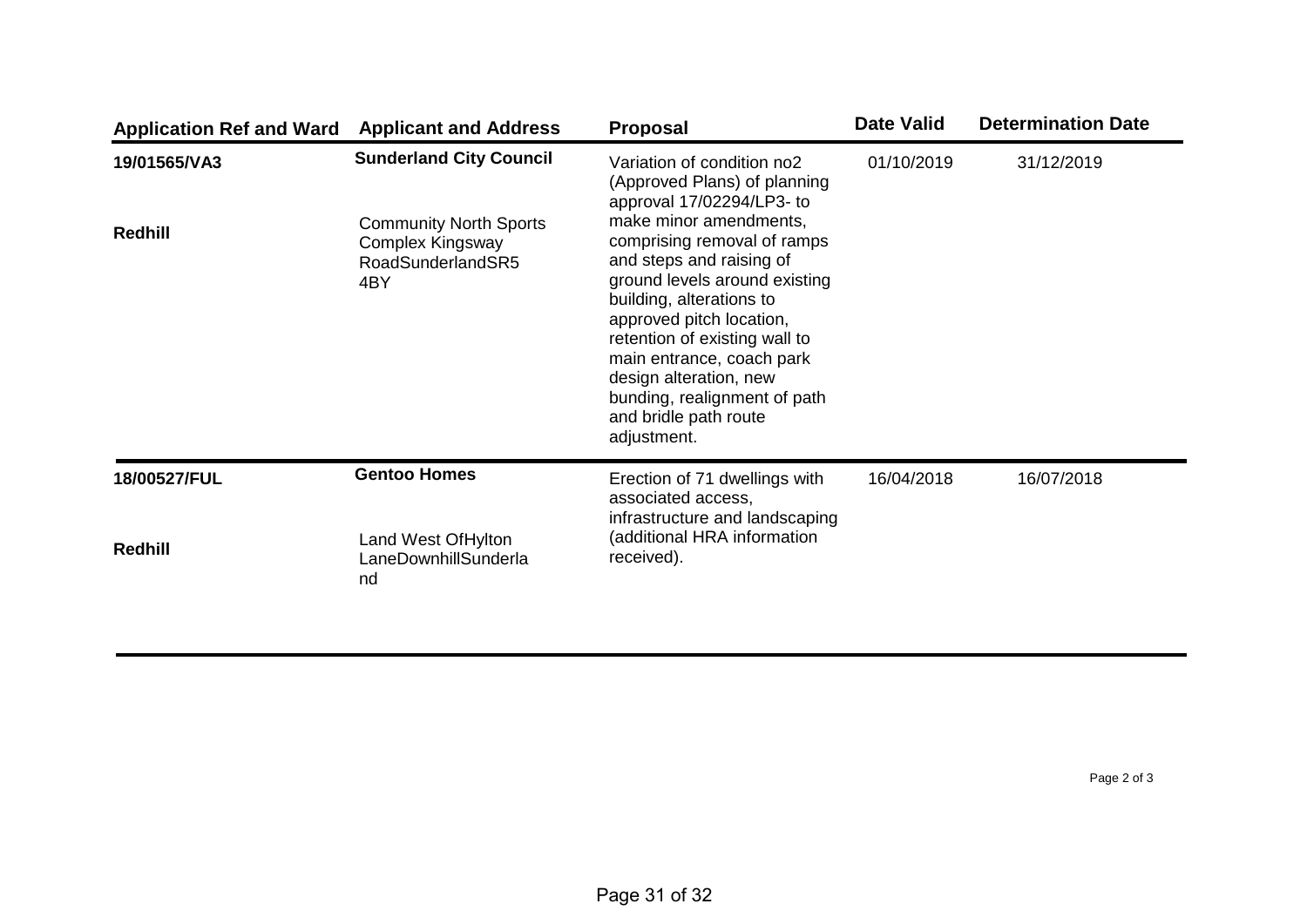| Application Ref and Ward | Applicant and Address | Proposal | Date Valid | Determination Date |
|---|---|---|---|---|
| **19/01565/VA3**<br><br>**Redhill** | **Sunderland City Council**<br><br>Community North Sports Complex Kingsway RoadSunderlandSR5 4BY | Variation of condition no2 (Approved Plans) of planning approval 17/02294/LP3- to make minor amendments, comprising removal of ramps and steps and raising of ground levels around existing building, alterations to approved pitch location, retention of existing wall to main entrance, coach park design alteration, new bunding, realignment of path and bridle path route adjustment. | 01/10/2019 | 31/12/2019 |
| **18/00527/FUL**<br><br>**Redhill** | **Gentoo Homes**<br><br>Land West OfHylton LaneDownhillSunderland | Erection of 71 dwellings with associated access, infrastructure and landscaping (additional HRA information received). | 16/04/2018 | 16/07/2018 |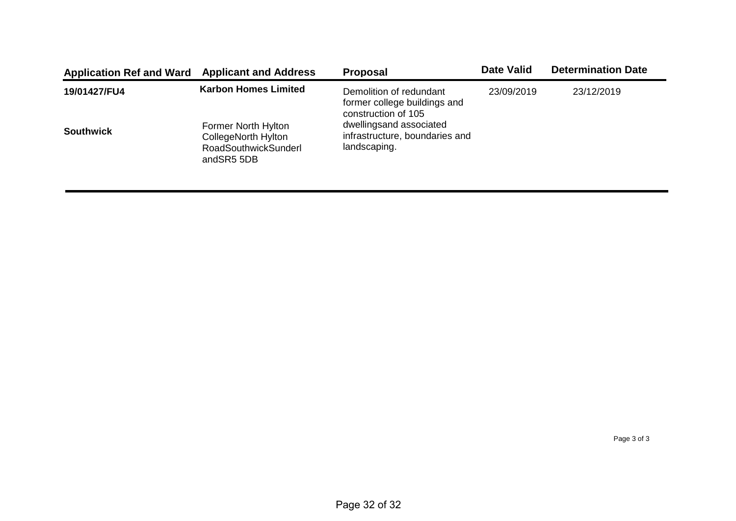| Application Ref and Ward | Applicant and Address | Proposal | Date Valid | Determination Date |
|---|---|---|---|---|
| **19/01427/FU4**<br><br>**Southwick** | **Karbon Homes Limited**<br><br>Former North Hylton CollegeNorth Hylton RoadSouthwickSunderl andSR5 5DB | Demolition of redundant former college buildings and construction of 105 dwellingsand associated infrastructure, boundaries and landscaping. | 23/09/2019 | 23/12/2019 |